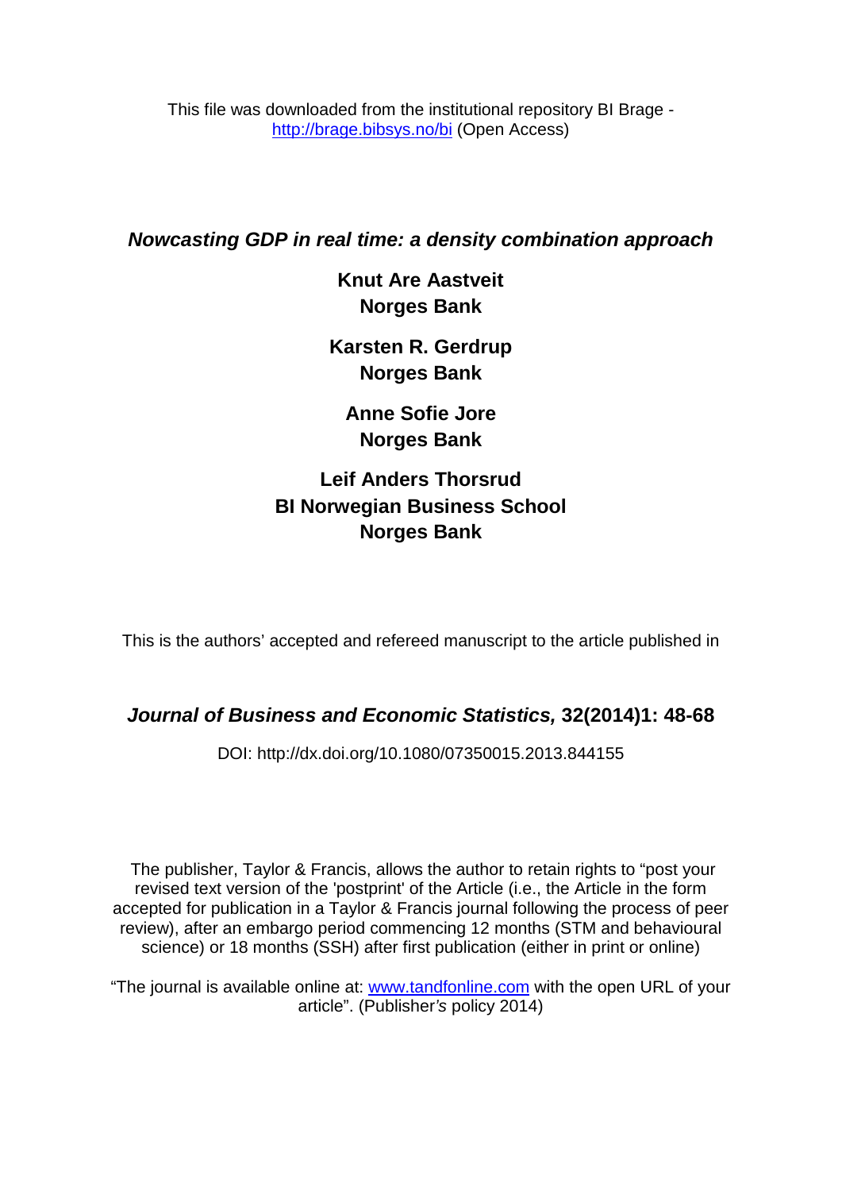This file was downloaded from the institutional repository BI Brage - [http://brage.bibsys.no/bi](http://brage.bibsys.no/bi) (Open Access)

# *Nowcasting GDP in real time: a density combination approach*

**Knut Are Aastveit**
**Norges Bank**

**Karsten R. Gerdrup**
**Norges Bank**

**Anne Sofie Jore**
**Norges Bank**

**Leif Anders Thorsrud**
**BI Norwegian Business School**
**Norges Bank**

This is the authors' accepted and refereed manuscript to the article published in

***Journal of Business and Economic Statistics,* 32(2014)1: 48-68**

DOI: http://dx.doi.org/10.1080/07350015.2013.844155

The publisher, Taylor & Francis, allows the author to retain rights to "post your revised text version of the 'postprint' of the Article (i.e., the Article in the form accepted for publication in a Taylor & Francis journal following the process of peer review), after an embargo period commencing 12 months (STM and behavioural science) or 18 months (SSH) after first publication (either in print or online)

"The journal is available online at: [www.tandfonline.com](www.tandfonline.com) with the open URL of your article". (Publisher's policy 2014)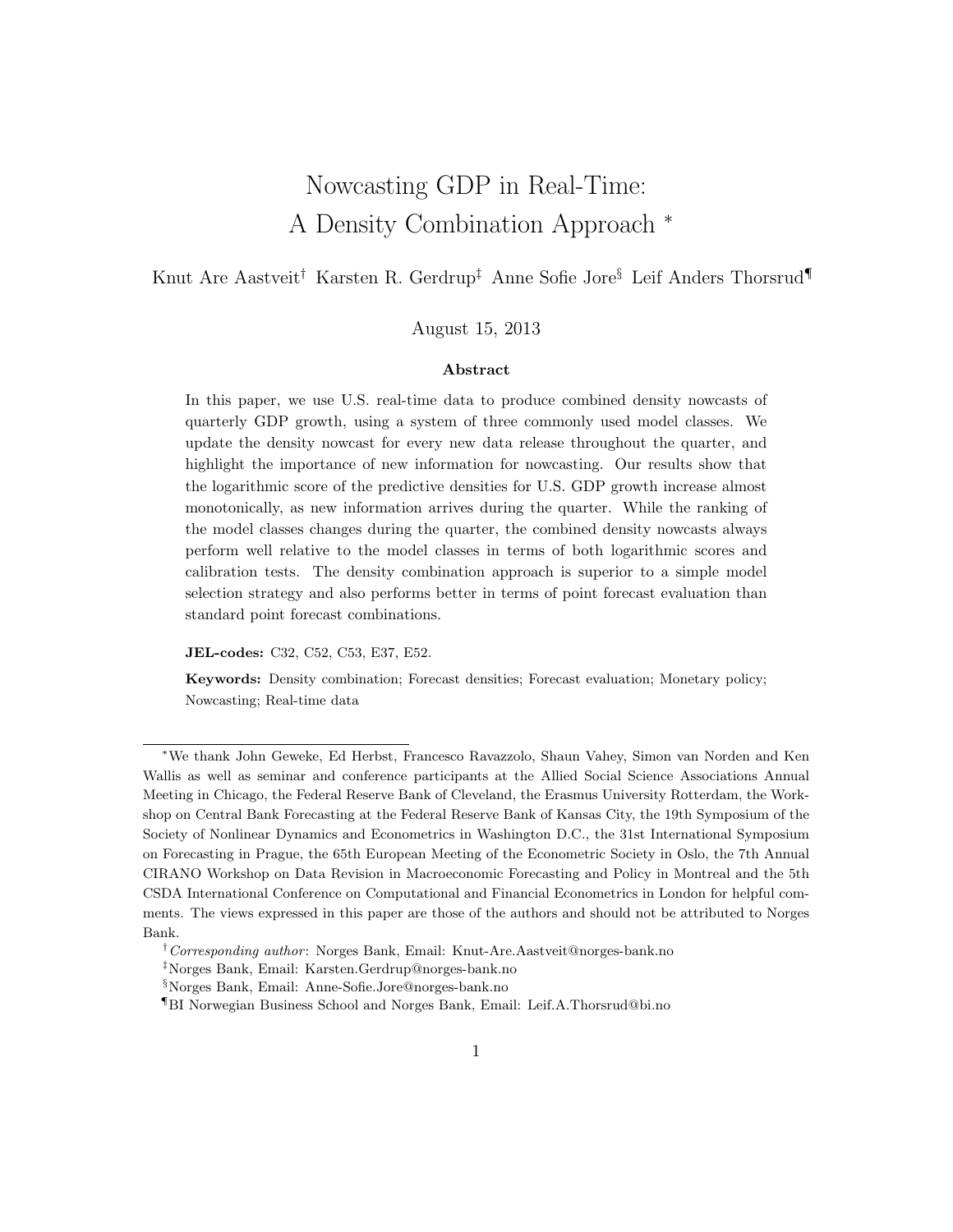# Nowcasting GDP in Real-Time: A Density Combination Approach *

Knut Are Aastveit[†] Karsten R. Gerdrup[‡] Anne Sofie Jore[§] Leif Anders Thorsrud[¶]

August 15, 2013

### Abstract

In this paper, we use U.S. real-time data to produce combined density nowcasts of quarterly GDP growth, using a system of three commonly used model classes. We update the density nowcast for every new data release throughout the quarter, and highlight the importance of new information for nowcasting. Our results show that the logarithmic score of the predictive densities for U.S. GDP growth increase almost monotonically, as new information arrives during the quarter. While the ranking of the model classes changes during the quarter, the combined density nowcasts always perform well relative to the model classes in terms of both logarithmic scores and calibration tests. The density combination approach is superior to a simple model selection strategy and also performs better in terms of point forecast evaluation than standard point forecast combinations.

**JEL-codes:** C32, C52, C53, E37, E52.

**Keywords:** Density combination; Forecast densities; Forecast evaluation; Monetary policy; Nowcasting; Real-time data

---

*We thank John Geweke, Ed Herbst, Francesco Ravazzolo, Shaun Vahey, Simon van Norden and Ken Wallis as well as seminar and conference participants at the Allied Social Science Associations Annual Meeting in Chicago, the Federal Reserve Bank of Cleveland, the Erasmus University Rotterdam, the Workshop on Central Bank Forecasting at the Federal Reserve Bank of Kansas City, the 19th Symposium of the Society of Nonlinear Dynamics and Econometrics in Washington D.C., the 31st International Symposium on Forecasting in Prague, the 65th European Meeting of the Econometric Society in Oslo, the 7th Annual CIRANO Workshop on Data Revision in Macroeconomic Forecasting and Policy in Montreal and the 5th CSDA International Conference on Computational and Financial Econometrics in London for helpful comments. The views expressed in this paper are those of the authors and should not be attributed to Norges Bank.

[†] *Corresponding author*: Norges Bank, Email: Knut-Are.Aastveit@norges-bank.no

[‡] Norges Bank, Email: Karsten.Gerdrup@norges-bank.no

[§] Norges Bank, Email: Anne-Sofie.Jore@norges-bank.no

[¶] BI Norwegian Business School and Norges Bank, Email: Leif.A.Thorsrud@bi.no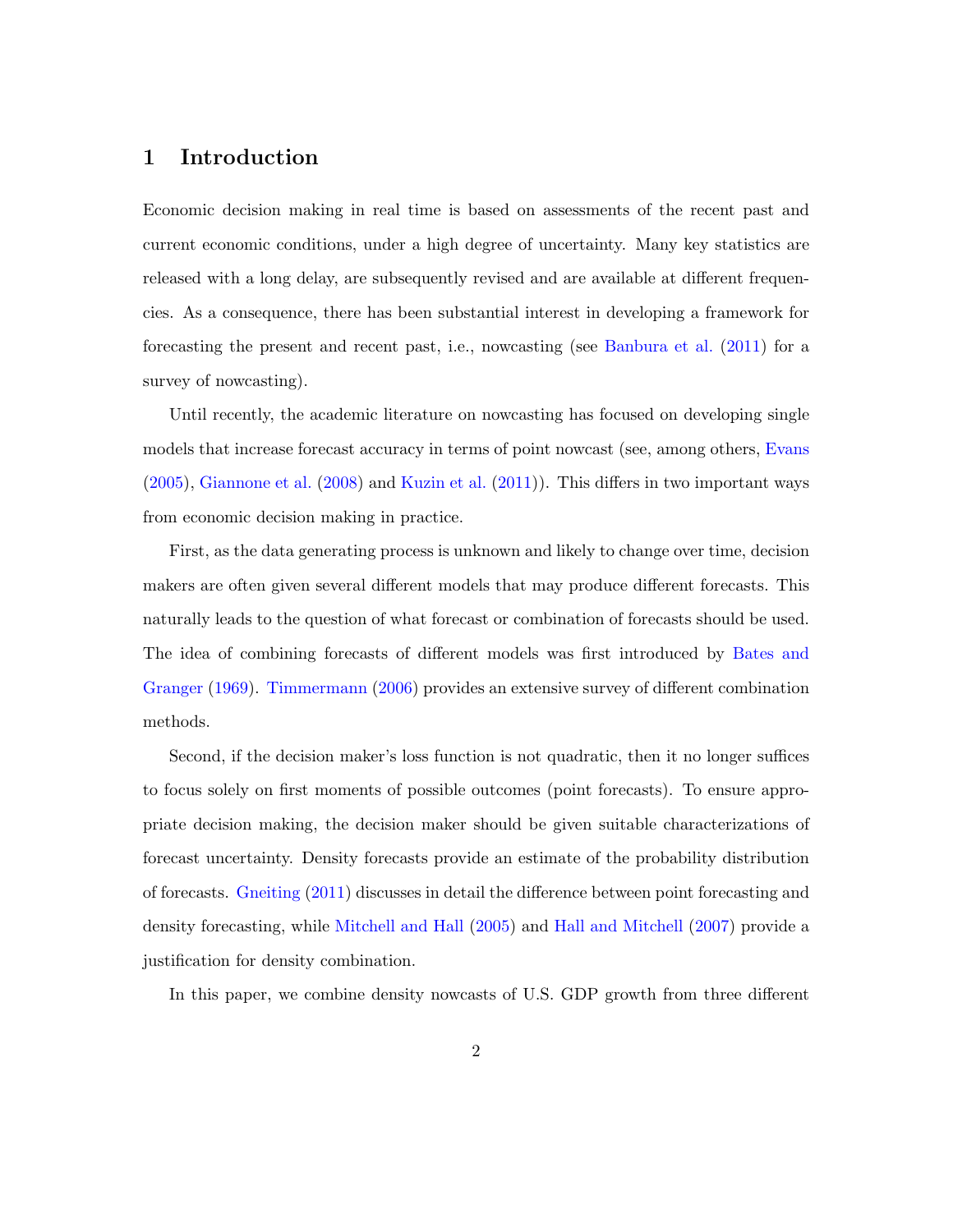# 1 Introduction

Economic decision making in real time is based on assessments of the recent past and current economic conditions, under a high degree of uncertainty. Many key statistics are released with a long delay, are subsequently revised and are available at different frequencies. As a consequence, there has been substantial interest in developing a framework for forecasting the present and recent past, i.e., nowcasting (see Banbura et al. (2011) for a survey of nowcasting).

Until recently, the academic literature on nowcasting has focused on developing single models that increase forecast accuracy in terms of point nowcast (see, among others, Evans (2005), Giannone et al. (2008) and Kuzin et al. (2011)). This differs in two important ways from economic decision making in practice.

First, as the data generating process is unknown and likely to change over time, decision makers are often given several different models that may produce different forecasts. This naturally leads to the question of what forecast or combination of forecasts should be used. The idea of combining forecasts of different models was first introduced by Bates and Granger (1969). Timmermann (2006) provides an extensive survey of different combination methods.

Second, if the decision maker's loss function is not quadratic, then it no longer suffices to focus solely on first moments of possible outcomes (point forecasts). To ensure appropriate decision making, the decision maker should be given suitable characterizations of forecast uncertainty. Density forecasts provide an estimate of the probability distribution of forecasts. Gneiting (2011) discusses in detail the difference between point forecasting and density forecasting, while Mitchell and Hall (2005) and Hall and Mitchell (2007) provide a justification for density combination.

In this paper, we combine density nowcasts of U.S. GDP growth from three different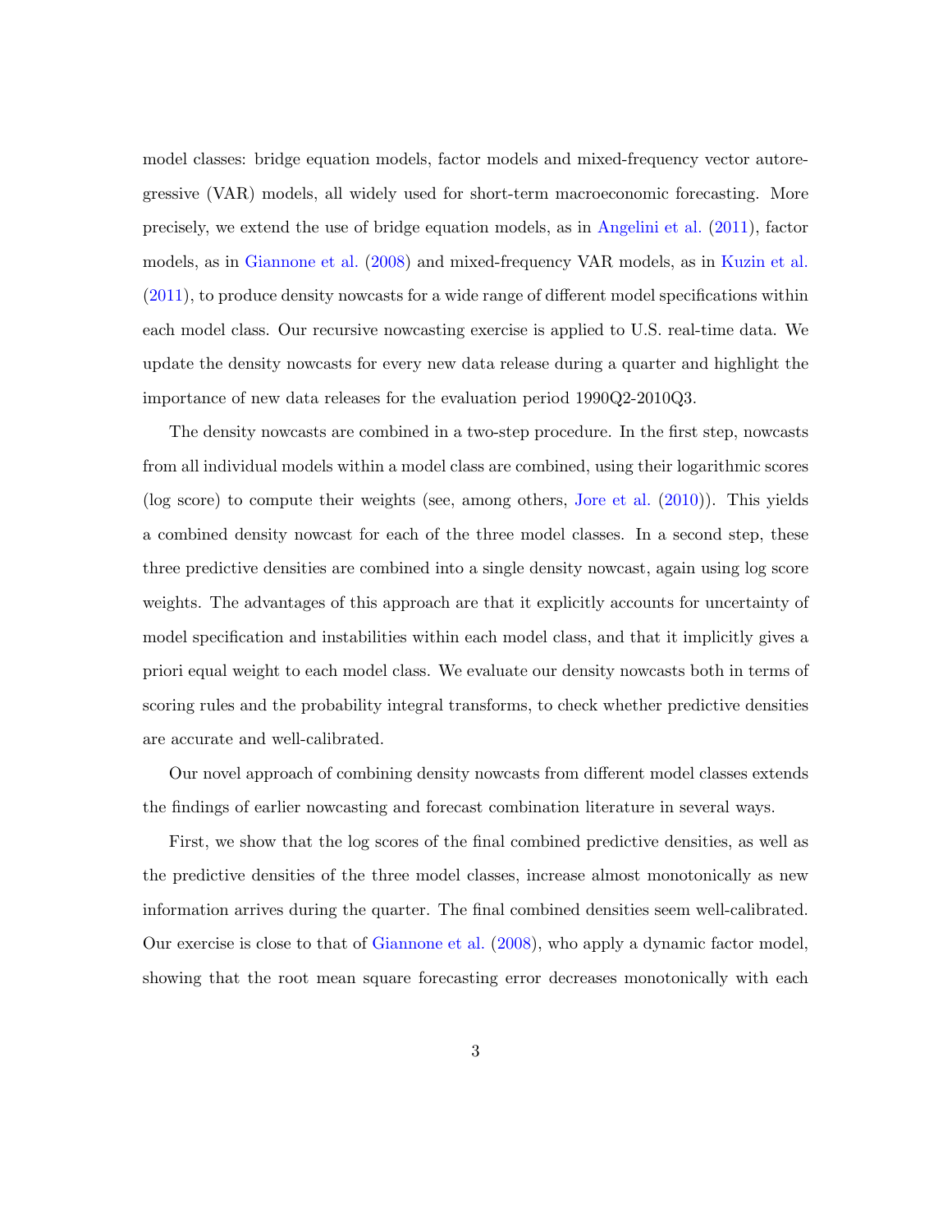model classes: bridge equation models, factor models and mixed-frequency vector autoregressive (VAR) models, all widely used for short-term macroeconomic forecasting. More precisely, we extend the use of bridge equation models, as in Angelini et al. (2011), factor models, as in Giannone et al. (2008) and mixed-frequency VAR models, as in Kuzin et al. (2011), to produce density nowcasts for a wide range of different model specifications within each model class. Our recursive nowcasting exercise is applied to U.S. real-time data. We update the density nowcasts for every new data release during a quarter and highlight the importance of new data releases for the evaluation period 1990Q2-2010Q3.

The density nowcasts are combined in a two-step procedure. In the first step, nowcasts from all individual models within a model class are combined, using their logarithmic scores (log score) to compute their weights (see, among others, Jore et al. (2010)). This yields a combined density nowcast for each of the three model classes. In a second step, these three predictive densities are combined into a single density nowcast, again using log score weights. The advantages of this approach are that it explicitly accounts for uncertainty of model specification and instabilities within each model class, and that it implicitly gives a priori equal weight to each model class. We evaluate our density nowcasts both in terms of scoring rules and the probability integral transforms, to check whether predictive densities are accurate and well-calibrated.

Our novel approach of combining density nowcasts from different model classes extends the findings of earlier nowcasting and forecast combination literature in several ways.

First, we show that the log scores of the final combined predictive densities, as well as the predictive densities of the three model classes, increase almost monotonically as new information arrives during the quarter. The final combined densities seem well-calibrated. Our exercise is close to that of Giannone et al. (2008), who apply a dynamic factor model, showing that the root mean square forecasting error decreases monotonically with each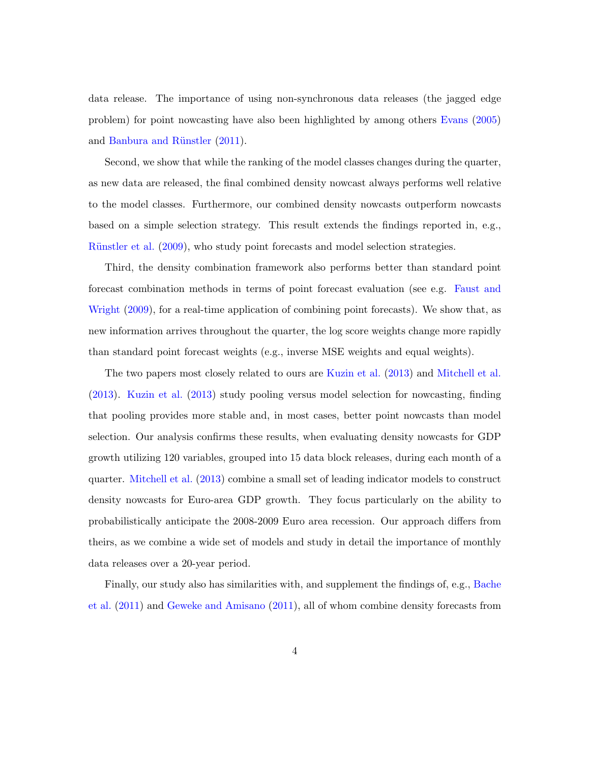data release. The importance of using non-synchronous data releases (the jagged edge problem) for point nowcasting have also been highlighted by among others Evans (2005) and Banbura and Rünstler (2011).

Second, we show that while the ranking of the model classes changes during the quarter, as new data are released, the final combined density nowcast always performs well relative to the model classes. Furthermore, our combined density nowcasts outperform nowcasts based on a simple selection strategy. This result extends the findings reported in, e.g., Rünstler et al. (2009), who study point forecasts and model selection strategies.

Third, the density combination framework also performs better than standard point forecast combination methods in terms of point forecast evaluation (see e.g. Faust and Wright (2009), for a real-time application of combining point forecasts). We show that, as new information arrives throughout the quarter, the log score weights change more rapidly than standard point forecast weights (e.g., inverse MSE weights and equal weights).

The two papers most closely related to ours are Kuzin et al. (2013) and Mitchell et al. (2013). Kuzin et al. (2013) study pooling versus model selection for nowcasting, finding that pooling provides more stable and, in most cases, better point nowcasts than model selection. Our analysis confirms these results, when evaluating density nowcasts for GDP growth utilizing 120 variables, grouped into 15 data block releases, during each month of a quarter. Mitchell et al. (2013) combine a small set of leading indicator models to construct density nowcasts for Euro-area GDP growth. They focus particularly on the ability to probabilistically anticipate the 2008-2009 Euro area recession. Our approach differs from theirs, as we combine a wide set of models and study in detail the importance of monthly data releases over a 20-year period.

Finally, our study also has similarities with, and supplement the findings of, e.g., Bache et al. (2011) and Geweke and Amisano (2011), all of whom combine density forecasts from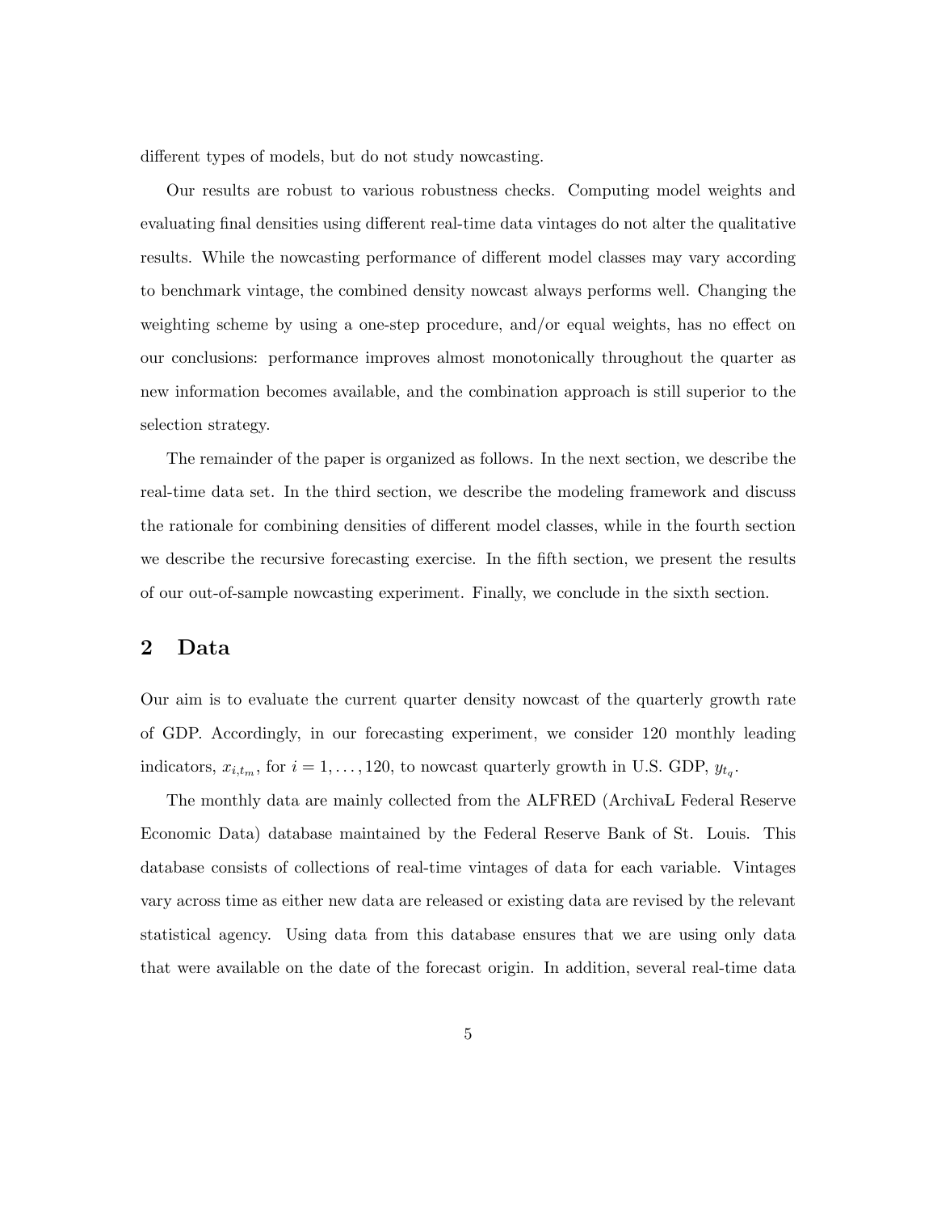different types of models, but do not study nowcasting.

Our results are robust to various robustness checks. Computing model weights and evaluating final densities using different real-time data vintages do not alter the qualitative results. While the nowcasting performance of different model classes may vary according to benchmark vintage, the combined density nowcast always performs well. Changing the weighting scheme by using a one-step procedure, and/or equal weights, has no effect on our conclusions: performance improves almost monotonically throughout the quarter as new information becomes available, and the combination approach is still superior to the selection strategy.

The remainder of the paper is organized as follows. In the next section, we describe the real-time data set. In the third section, we describe the modeling framework and discuss the rationale for combining densities of different model classes, while in the fourth section we describe the recursive forecasting exercise. In the fifth section, we present the results of our out-of-sample nowcasting experiment. Finally, we conclude in the sixth section.

## 2 Data

Our aim is to evaluate the current quarter density nowcast of the quarterly growth rate of GDP. Accordingly, in our forecasting experiment, we consider 120 monthly leading indicators, $x_{i,t_m}$, for $i = 1, \ldots, 120$, to nowcast quarterly growth in U.S. GDP, $y_{t_q}$.

The monthly data are mainly collected from the ALFRED (ArchivaL Federal Reserve Economic Data) database maintained by the Federal Reserve Bank of St. Louis. This database consists of collections of real-time vintages of data for each variable. Vintages vary across time as either new data are released or existing data are revised by the relevant statistical agency. Using data from this database ensures that we are using only data that were available on the date of the forecast origin. In addition, several real-time data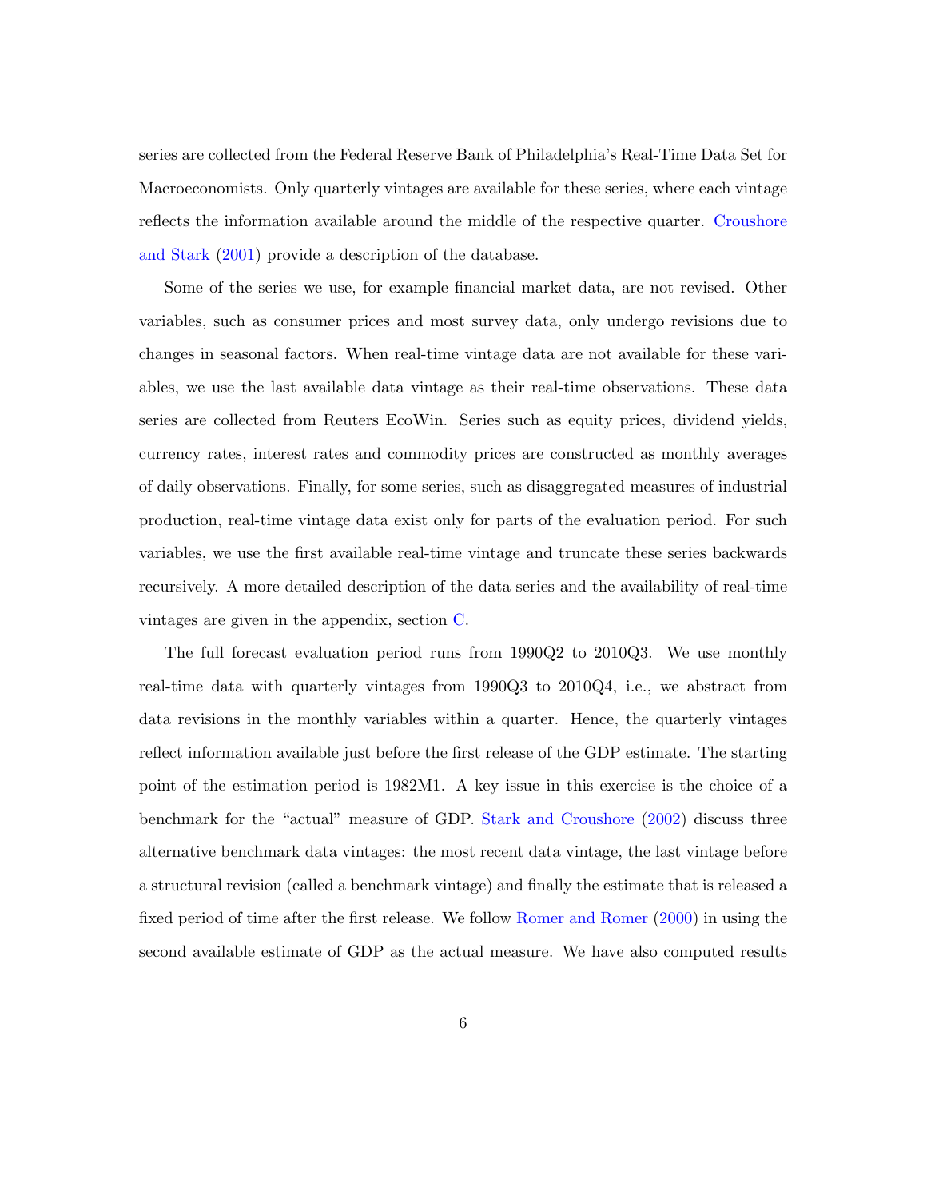series are collected from the Federal Reserve Bank of Philadelphia's Real-Time Data Set for Macroeconomists. Only quarterly vintages are available for these series, where each vintage reflects the information available around the middle of the respective quarter. Croushore and Stark (2001) provide a description of the database.

Some of the series we use, for example financial market data, are not revised. Other variables, such as consumer prices and most survey data, only undergo revisions due to changes in seasonal factors. When real-time vintage data are not available for these variables, we use the last available data vintage as their real-time observations. These data series are collected from Reuters EcoWin. Series such as equity prices, dividend yields, currency rates, interest rates and commodity prices are constructed as monthly averages of daily observations. Finally, for some series, such as disaggregated measures of industrial production, real-time vintage data exist only for parts of the evaluation period. For such variables, we use the first available real-time vintage and truncate these series backwards recursively. A more detailed description of the data series and the availability of real-time vintages are given in the appendix, section C.

The full forecast evaluation period runs from 1990Q2 to 2010Q3. We use monthly real-time data with quarterly vintages from 1990Q3 to 2010Q4, i.e., we abstract from data revisions in the monthly variables within a quarter. Hence, the quarterly vintages reflect information available just before the first release of the GDP estimate. The starting point of the estimation period is 1982M1. A key issue in this exercise is the choice of a benchmark for the "actual" measure of GDP. Stark and Croushore (2002) discuss three alternative benchmark data vintages: the most recent data vintage, the last vintage before a structural revision (called a benchmark vintage) and finally the estimate that is released a fixed period of time after the first release. We follow Romer and Romer (2000) in using the second available estimate of GDP as the actual measure. We have also computed results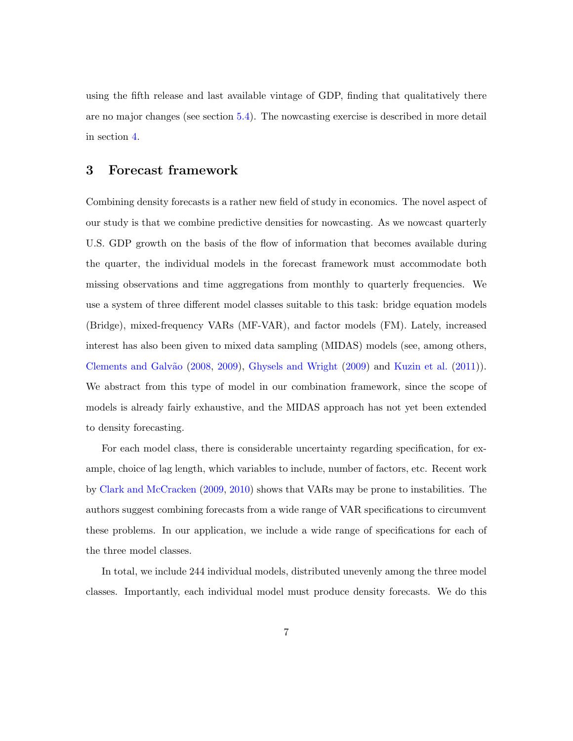using the fifth release and last available vintage of GDP, finding that qualitatively there are no major changes (see section 5.4). The nowcasting exercise is described in more detail in section 4.

## 3 Forecast framework

Combining density forecasts is a rather new field of study in economics. The novel aspect of our study is that we combine predictive densities for nowcasting. As we nowcast quarterly U.S. GDP growth on the basis of the flow of information that becomes available during the quarter, the individual models in the forecast framework must accommodate both missing observations and time aggregations from monthly to quarterly frequencies. We use a system of three different model classes suitable to this task: bridge equation models (Bridge), mixed-frequency VARs (MF-VAR), and factor models (FM). Lately, increased interest has also been given to mixed data sampling (MIDAS) models (see, among others, Clements and Galvão (2008, 2009), Ghysels and Wright (2009) and Kuzin et al. (2011)). We abstract from this type of model in our combination framework, since the scope of models is already fairly exhaustive, and the MIDAS approach has not yet been extended to density forecasting.

For each model class, there is considerable uncertainty regarding specification, for example, choice of lag length, which variables to include, number of factors, etc. Recent work by Clark and McCracken (2009, 2010) shows that VARs may be prone to instabilities. The authors suggest combining forecasts from a wide range of VAR specifications to circumvent these problems. In our application, we include a wide range of specifications for each of the three model classes.

In total, we include 244 individual models, distributed unevenly among the three model classes. Importantly, each individual model must produce density forecasts. We do this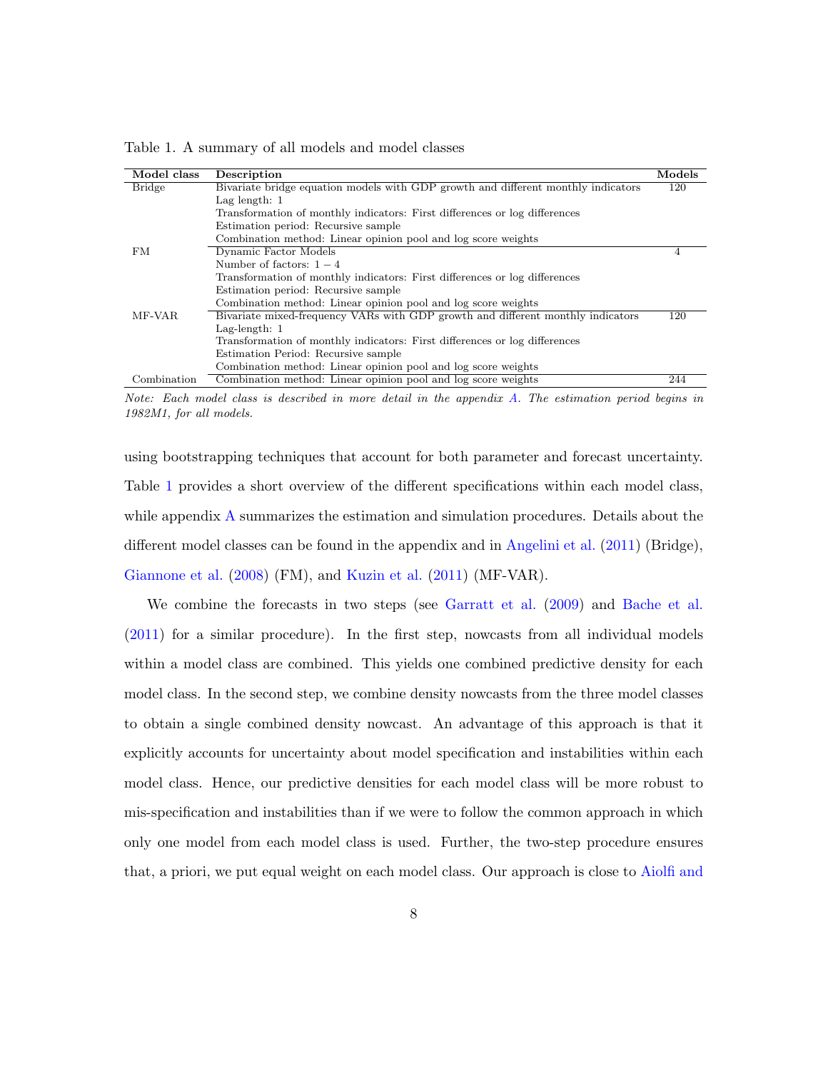Table 1. A summary of all models and model classes

| Model class | Description | Models |
|---|---|---|
| Bridge | Bivariate bridge equation models with GDP growth and different monthly indicators | 120 |
| | Lag length: 1 | |
| | Transformation of monthly indicators: First differences or log differences | |
| | Estimation period: Recursive sample | |
| | Combination method: Linear opinion pool and log score weights | |
| FM | Dynamic Factor Models | 4 |
| | Number of factors: $1-4$ | |
| | Transformation of monthly indicators: First differences or log differences | |
| | Estimation period: Recursive sample | |
| | Combination method: Linear opinion pool and log score weights | |
| MF-VAR | Bivariate mixed-frequency VARs with GDP growth and different monthly indicators | 120 |
| | Lag-length: 1 | |
| | Transformation of monthly indicators: First differences or log differences | |
| | Estimation Period: Recursive sample | |
| | Combination method: Linear opinion pool and log score weights | |
| Combination | Combination method: Linear opinion pool and log score weights | 244 |

*Note: Each model class is described in more detail in the appendix A. The estimation period begins in 1982M1, for all models.*

using bootstrapping techniques that account for both parameter and forecast uncertainty. Table 1 provides a short overview of the different specifications within each model class, while appendix A summarizes the estimation and simulation procedures. Details about the different model classes can be found in the appendix and in Angelini et al. (2011) (Bridge), Giannone et al. (2008) (FM), and Kuzin et al. (2011) (MF-VAR).

We combine the forecasts in two steps (see Garratt et al. (2009) and Bache et al. (2011) for a similar procedure). In the first step, nowcasts from all individual models within a model class are combined. This yields one combined predictive density for each model class. In the second step, we combine density nowcasts from the three model classes to obtain a single combined density nowcast. An advantage of this approach is that it explicitly accounts for uncertainty about model specification and instabilities within each model class. Hence, our predictive densities for each model class will be more robust to mis-specification and instabilities than if we were to follow the common approach in which only one model from each model class is used. Further, the two-step procedure ensures that, a priori, we put equal weight on each model class. Our approach is close to Aiolfi and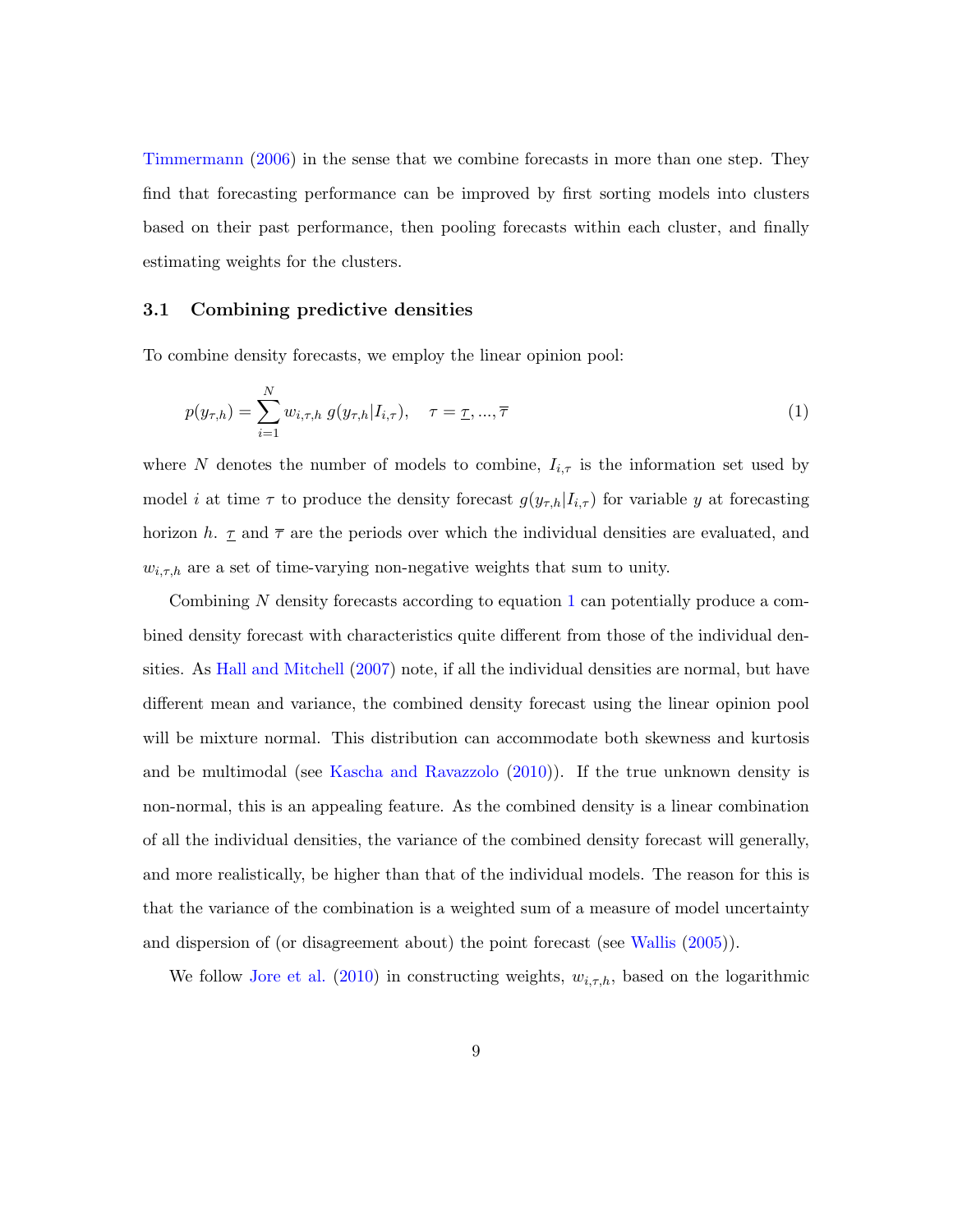Timmermann (2006) in the sense that we combine forecasts in more than one step. They find that forecasting performance can be improved by first sorting models into clusters based on their past performance, then pooling forecasts within each cluster, and finally estimating weights for the clusters.

### 3.1 Combining predictive densities

To combine density forecasts, we employ the linear opinion pool:

$$p(y_{\tau,h}) = \sum_{i=1}^{N} w_{i,\tau,h}\; g(y_{\tau,h}|I_{i,\tau}), \quad \tau = \underline{\tau}, ..., \overline{\tau} \tag{1}$$

where $N$ denotes the number of models to combine, $I_{i,\tau}$ is the information set used by model $i$ at time $\tau$ to produce the density forecast $g(y_{\tau,h}|I_{i,\tau})$ for variable $y$ at forecasting horizon $h$. $\underline{\tau}$ and $\overline{\tau}$ are the periods over which the individual densities are evaluated, and $w_{i,\tau,h}$ are a set of time-varying non-negative weights that sum to unity.

Combining $N$ density forecasts according to equation 1 can potentially produce a combined density forecast with characteristics quite different from those of the individual densities. As Hall and Mitchell (2007) note, if all the individual densities are normal, but have different mean and variance, the combined density forecast using the linear opinion pool will be mixture normal. This distribution can accommodate both skewness and kurtosis and be multimodal (see Kascha and Ravazzolo (2010)). If the true unknown density is non-normal, this is an appealing feature. As the combined density is a linear combination of all the individual densities, the variance of the combined density forecast will generally, and more realistically, be higher than that of the individual models. The reason for this is that the variance of the combination is a weighted sum of a measure of model uncertainty and dispersion of (or disagreement about) the point forecast (see Wallis (2005)).

We follow Jore et al. (2010) in constructing weights, $w_{i,\tau,h}$, based on the logarithmic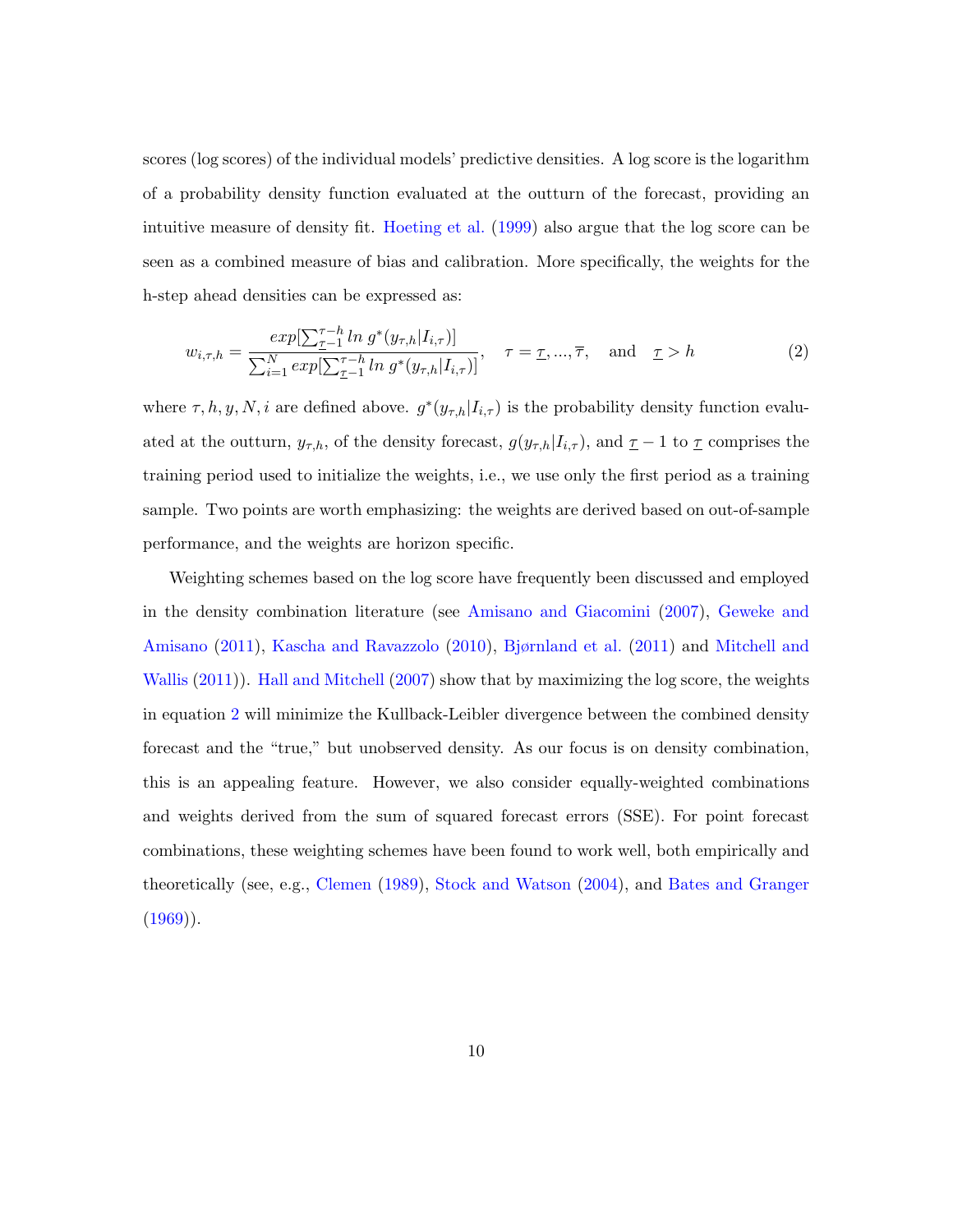scores (log scores) of the individual models' predictive densities. A log score is the logarithm of a probability density function evaluated at the outturn of the forecast, providing an intuitive measure of density fit. Hoeting et al. (1999) also argue that the log score can be seen as a combined measure of bias and calibration. More specifically, the weights for the h-step ahead densities can be expressed as:

$$w_{i,\tau,h} = \frac{exp[\sum_{\underline{\tau}-1}^{\tau-h} ln\ g^*(y_{\tau,h}|I_{i,\tau})]}{\sum_{i=1}^{N} exp[\sum_{\underline{\tau}-1}^{\tau-h} ln\ g^*(y_{\tau,h}|I_{i,\tau})]}, \quad \tau = \underline{\tau}, ..., \overline{\tau}, \quad \text{and} \quad \underline{\tau} > h \tag{2}$$

where $\tau, h, y, N, i$ are defined above. $g^*(y_{\tau,h}|I_{i,\tau})$ is the probability density function evaluated at the outturn, $y_{\tau,h}$, of the density forecast, $g(y_{\tau,h}|I_{i,\tau})$, and $\underline{\tau}-1$ to $\underline{\tau}$ comprises the training period used to initialize the weights, i.e., we use only the first period as a training sample. Two points are worth emphasizing: the weights are derived based on out-of-sample performance, and the weights are horizon specific.

Weighting schemes based on the log score have frequently been discussed and employed in the density combination literature (see Amisano and Giacomini (2007), Geweke and Amisano (2011), Kascha and Ravazzolo (2010), Bjørnland et al. (2011) and Mitchell and Wallis (2011)). Hall and Mitchell (2007) show that by maximizing the log score, the weights in equation 2 will minimize the Kullback-Leibler divergence between the combined density forecast and the "true," but unobserved density. As our focus is on density combination, this is an appealing feature. However, we also consider equally-weighted combinations and weights derived from the sum of squared forecast errors (SSE). For point forecast combinations, these weighting schemes have been found to work well, both empirically and theoretically (see, e.g., Clemen (1989), Stock and Watson (2004), and Bates and Granger (1969)).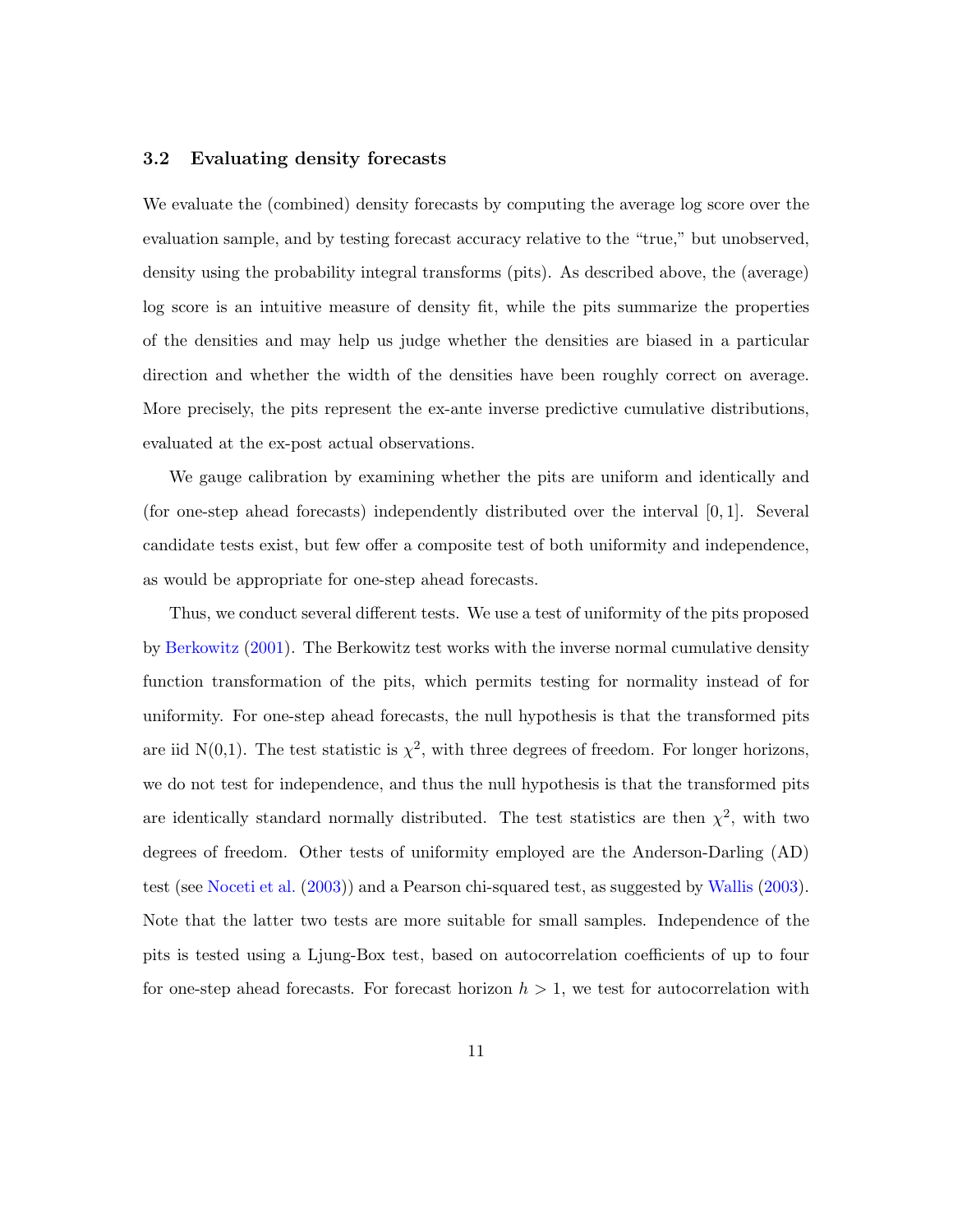### 3.2 Evaluating density forecasts

We evaluate the (combined) density forecasts by computing the average log score over the evaluation sample, and by testing forecast accuracy relative to the "true," but unobserved, density using the probability integral transforms (pits). As described above, the (average) log score is an intuitive measure of density fit, while the pits summarize the properties of the densities and may help us judge whether the densities are biased in a particular direction and whether the width of the densities have been roughly correct on average. More precisely, the pits represent the ex-ante inverse predictive cumulative distributions, evaluated at the ex-post actual observations.

We gauge calibration by examining whether the pits are uniform and identically and (for one-step ahead forecasts) independently distributed over the interval $[0, 1]$. Several candidate tests exist, but few offer a composite test of both uniformity and independence, as would be appropriate for one-step ahead forecasts.

Thus, we conduct several different tests. We use a test of uniformity of the pits proposed by Berkowitz (2001). The Berkowitz test works with the inverse normal cumulative density function transformation of the pits, which permits testing for normality instead of for uniformity. For one-step ahead forecasts, the null hypothesis is that the transformed pits are iid N(0,1). The test statistic is $\chi^2$, with three degrees of freedom. For longer horizons, we do not test for independence, and thus the null hypothesis is that the transformed pits are identically standard normally distributed. The test statistics are then $\chi^2$, with two degrees of freedom. Other tests of uniformity employed are the Anderson-Darling (AD) test (see Noceti et al. (2003)) and a Pearson chi-squared test, as suggested by Wallis (2003). Note that the latter two tests are more suitable for small samples. Independence of the pits is tested using a Ljung-Box test, based on autocorrelation coefficients of up to four for one-step ahead forecasts. For forecast horizon $h > 1$, we test for autocorrelation with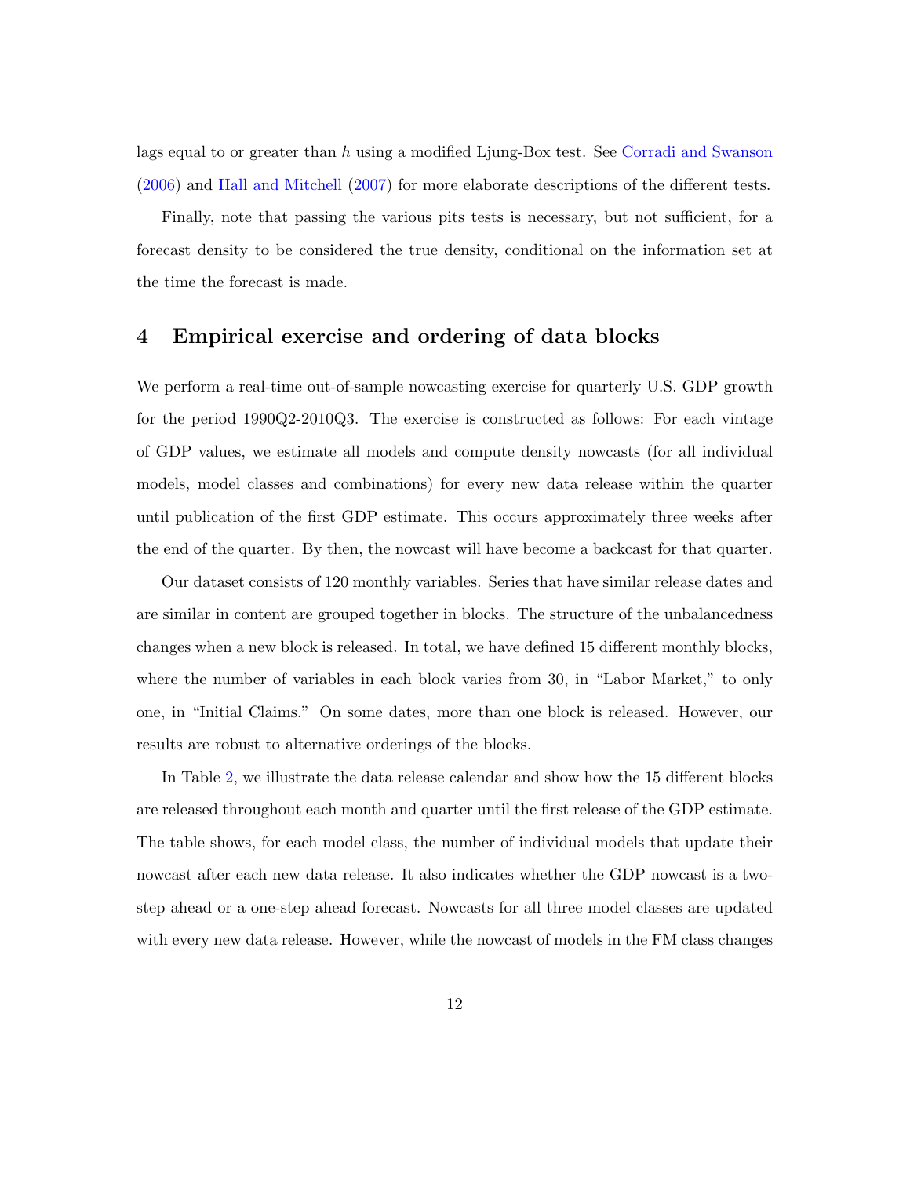lags equal to or greater than $h$ using a modified Ljung-Box test. See Corradi and Swanson (2006) and Hall and Mitchell (2007) for more elaborate descriptions of the different tests.

Finally, note that passing the various pits tests is necessary, but not sufficient, for a forecast density to be considered the true density, conditional on the information set at the time the forecast is made.

## 4 Empirical exercise and ordering of data blocks

We perform a real-time out-of-sample nowcasting exercise for quarterly U.S. GDP growth for the period 1990Q2-2010Q3. The exercise is constructed as follows: For each vintage of GDP values, we estimate all models and compute density nowcasts (for all individual models, model classes and combinations) for every new data release within the quarter until publication of the first GDP estimate. This occurs approximately three weeks after the end of the quarter. By then, the nowcast will have become a backcast for that quarter.

Our dataset consists of 120 monthly variables. Series that have similar release dates and are similar in content are grouped together in blocks. The structure of the unbalancedness changes when a new block is released. In total, we have defined 15 different monthly blocks, where the number of variables in each block varies from 30, in "Labor Market," to only one, in "Initial Claims." On some dates, more than one block is released. However, our results are robust to alternative orderings of the blocks.

In Table 2, we illustrate the data release calendar and show how the 15 different blocks are released throughout each month and quarter until the first release of the GDP estimate. The table shows, for each model class, the number of individual models that update their nowcast after each new data release. It also indicates whether the GDP nowcast is a two-step ahead or a one-step ahead forecast. Nowcasts for all three model classes are updated with every new data release. However, while the nowcast of models in the FM class changes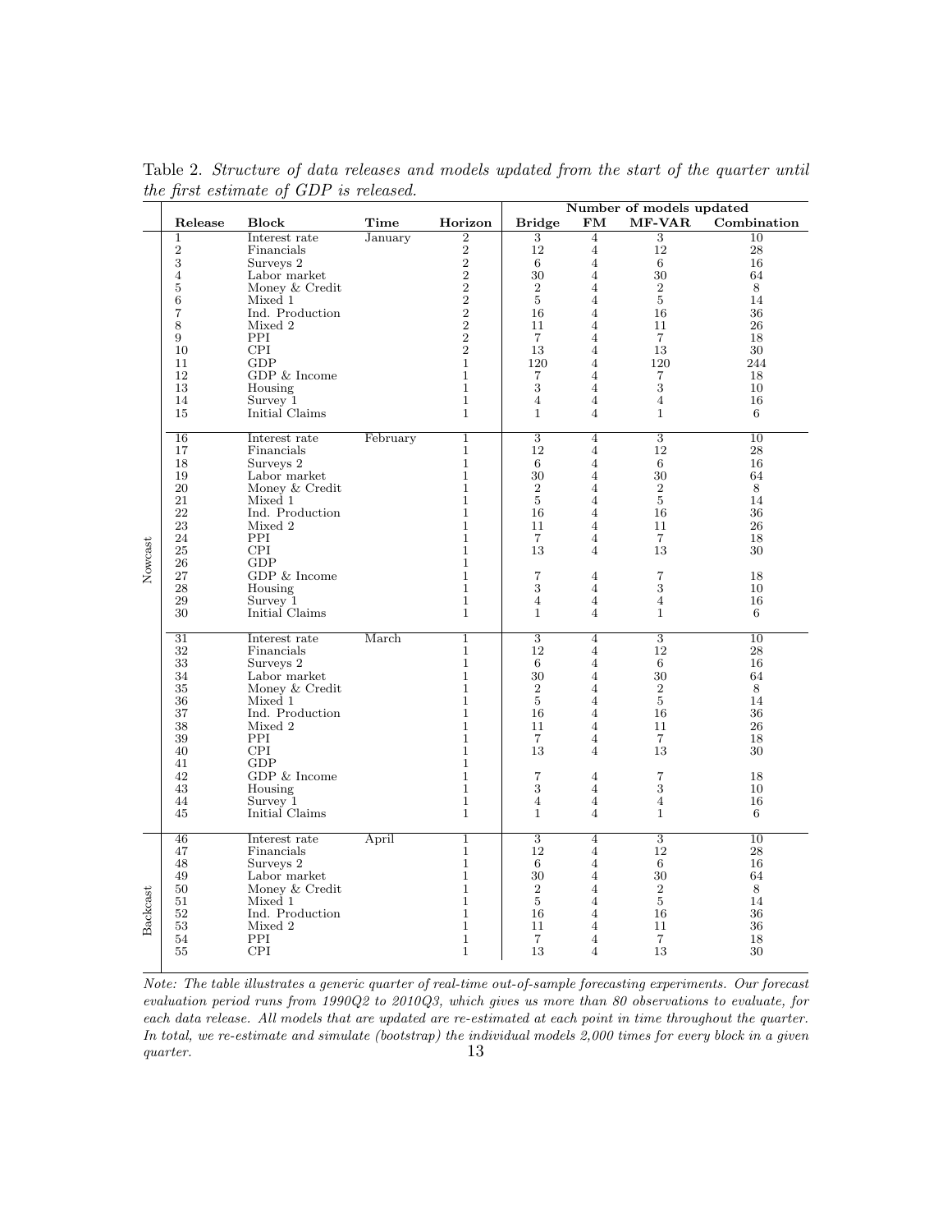Table 2. *Structure of data releases and models updated from the start of the quarter until the first estimate of GDP is released.*

| | Release | Block | Time | Horizon | Number of models updated | | | |
|---|---|---|---|---|---|---|---|---|
| | | | | | **Bridge** | **FM** | **MF-VAR** | **Combination** |
| Nowcast | 1 | Interest rate | January | 2 | 3 | 4 | 3 | 10 |
| | 2 | Financials | | 2 | 12 | 4 | 12 | 28 |
| | 3 | Surveys 2 | | 2 | 6 | 4 | 6 | 16 |
| | 4 | Labor market | | 2 | 30 | 4 | 30 | 64 |
| | 5 | Money & Credit | | 2 | 2 | 4 | 2 | 8 |
| | 6 | Mixed 1 | | 2 | 5 | 4 | 5 | 14 |
| | 7 | Ind. Production | | 2 | 16 | 4 | 16 | 36 |
| | 8 | Mixed 2 | | 2 | 11 | 4 | 11 | 26 |
| | 9 | PPI | | 2 | 7 | 4 | 7 | 18 |
| | 10 | CPI | | 2 | 13 | 4 | 13 | 30 |
| | 11 | GDP | | 1 | 120 | 4 | 120 | 244 |
| | 12 | GDP & Income | | 1 | 7 | 4 | 7 | 18 |
| | 13 | Housing | | 1 | 3 | 4 | 3 | 10 |
| | 14 | Survey 1 | | 1 | 4 | 4 | 4 | 16 |
| | 15 | Initial Claims | | 1 | 1 | 4 | 1 | 6 |
| | 16 | Interest rate | February | 1 | 3 | 4 | 3 | 10 |
| | 17 | Financials | | 1 | 12 | 4 | 12 | 28 |
| | 18 | Surveys 2 | | 1 | 6 | 4 | 6 | 16 |
| | 19 | Labor market | | 1 | 30 | 4 | 30 | 64 |
| | 20 | Money & Credit | | 1 | 2 | 4 | 2 | 8 |
| | 21 | Mixed 1 | | 1 | 5 | 4 | 5 | 14 |
| | 22 | Ind. Production | | 1 | 16 | 4 | 16 | 36 |
| | 23 | Mixed 2 | | 1 | 11 | 4 | 11 | 26 |
| | 24 | PPI | | 1 | 7 | 4 | 7 | 18 |
| | 25 | CPI | | 1 | 13 | 4 | 13 | 30 |
| | 26 | GDP | | 1 | | | | |
| | 27 | GDP & Income | | 1 | 7 | 4 | 7 | 18 |
| | 28 | Housing | | 1 | 3 | 4 | 3 | 10 |
| | 29 | Survey 1 | | 1 | 4 | 4 | 4 | 16 |
| | 30 | Initial Claims | | 1 | 1 | 4 | 1 | 6 |
| | 31 | Interest rate | March | 1 | 3 | 4 | 3 | 10 |
| | 32 | Financials | | 1 | 12 | 4 | 12 | 28 |
| | 33 | Surveys 2 | | 1 | 6 | 4 | 6 | 16 |
| | 34 | Labor market | | 1 | 30 | 4 | 30 | 64 |
| | 35 | Money & Credit | | 1 | 2 | 4 | 2 | 8 |
| | 36 | Mixed 1 | | 1 | 5 | 4 | 5 | 14 |
| | 37 | Ind. Production | | 1 | 16 | 4 | 16 | 36 |
| | 38 | Mixed 2 | | 1 | 11 | 4 | 11 | 26 |
| | 39 | PPI | | 1 | 7 | 4 | 7 | 18 |
| | 40 | CPI | | 1 | 13 | 4 | 13 | 30 |
| | 41 | GDP | | 1 | | | | |
| | 42 | GDP & Income | | 1 | 7 | 4 | 7 | 18 |
| | 43 | Housing | | 1 | 3 | 4 | 3 | 10 |
| | 44 | Survey 1 | | 1 | 4 | 4 | 4 | 16 |
| | 45 | Initial Claims | | 1 | 1 | 4 | 1 | 6 |
| Backcast | 46 | Interest rate | April | 1 | 3 | 4 | 3 | 10 |
| | 47 | Financials | | 1 | 12 | 4 | 12 | 28 |
| | 48 | Surveys 2 | | 1 | 6 | 4 | 6 | 16 |
| | 49 | Labor market | | 1 | 30 | 4 | 30 | 64 |
| | 50 | Money & Credit | | 1 | 2 | 4 | 2 | 8 |
| | 51 | Mixed 1 | | 1 | 5 | 4 | 5 | 14 |
| | 52 | Ind. Production | | 1 | 16 | 4 | 16 | 36 |
| | 53 | Mixed 2 | | 1 | 11 | 4 | 11 | 36 |
| | 54 | PPI | | 1 | 7 | 4 | 7 | 18 |
| | 55 | CPI | | 1 | 13 | 4 | 13 | 30 |

*Note: The table illustrates a generic quarter of real-time out-of-sample forecasting experiments. Our forecast evaluation period runs from 1990Q2 to 2010Q3, which gives us more than 80 observations to evaluate, for each data release. All models that are updated are re-estimated at each point in time throughout the quarter. In total, we re-estimate and simulate (bootstrap) the individual models 2,000 times for every block in a given quarter.*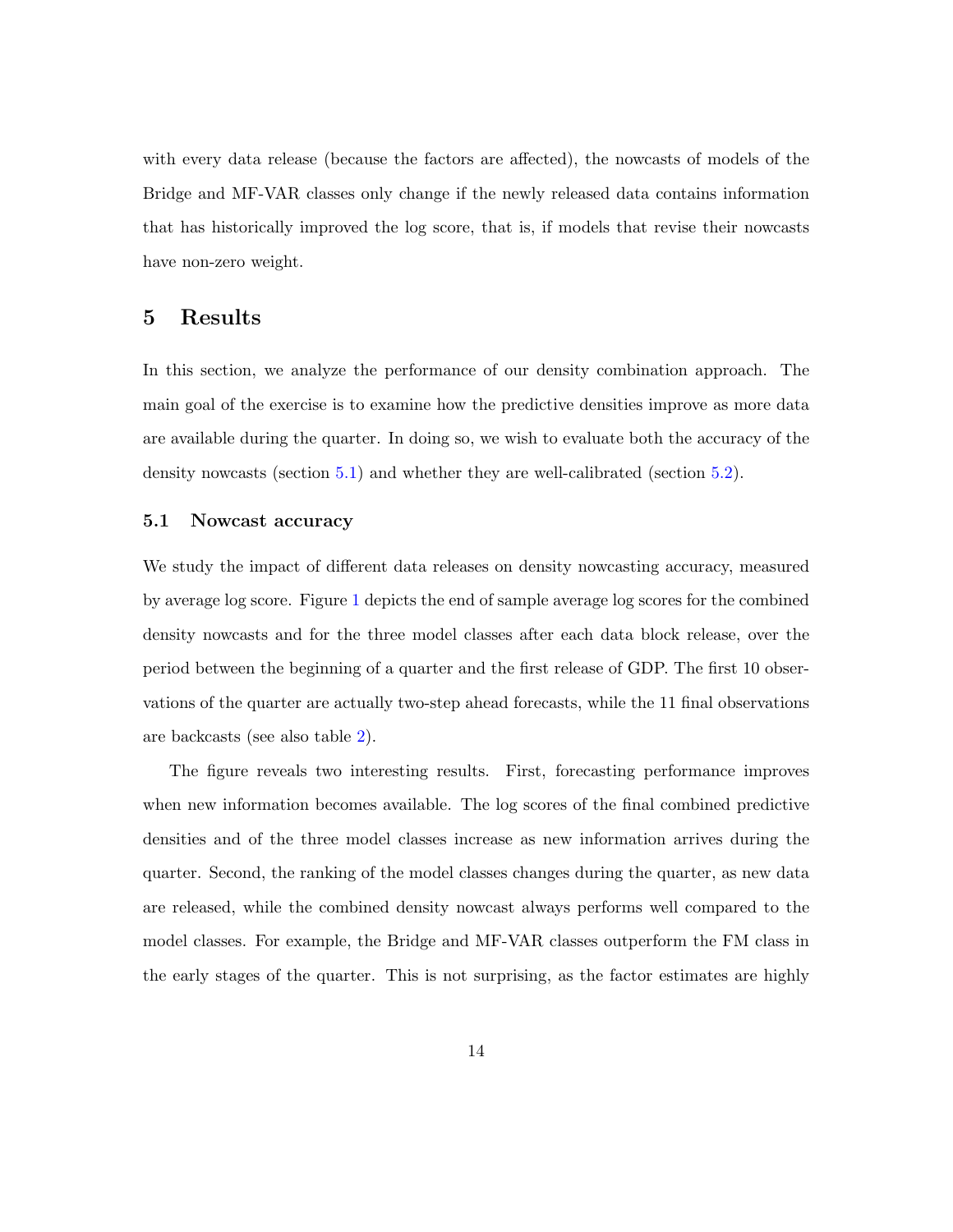with every data release (because the factors are affected), the nowcasts of models of the Bridge and MF-VAR classes only change if the newly released data contains information that has historically improved the log score, that is, if models that revise their nowcasts have non-zero weight.

# 5 Results

In this section, we analyze the performance of our density combination approach. The main goal of the exercise is to examine how the predictive densities improve as more data are available during the quarter. In doing so, we wish to evaluate both the accuracy of the density nowcasts (section 5.1) and whether they are well-calibrated (section 5.2).

## 5.1 Nowcast accuracy

We study the impact of different data releases on density nowcasting accuracy, measured by average log score. Figure 1 depicts the end of sample average log scores for the combined density nowcasts and for the three model classes after each data block release, over the period between the beginning of a quarter and the first release of GDP. The first 10 observations of the quarter are actually two-step ahead forecasts, while the 11 final observations are backcasts (see also table 2).

The figure reveals two interesting results. First, forecasting performance improves when new information becomes available. The log scores of the final combined predictive densities and of the three model classes increase as new information arrives during the quarter. Second, the ranking of the model classes changes during the quarter, as new data are released, while the combined density nowcast always performs well compared to the model classes. For example, the Bridge and MF-VAR classes outperform the FM class in the early stages of the quarter. This is not surprising, as the factor estimates are highly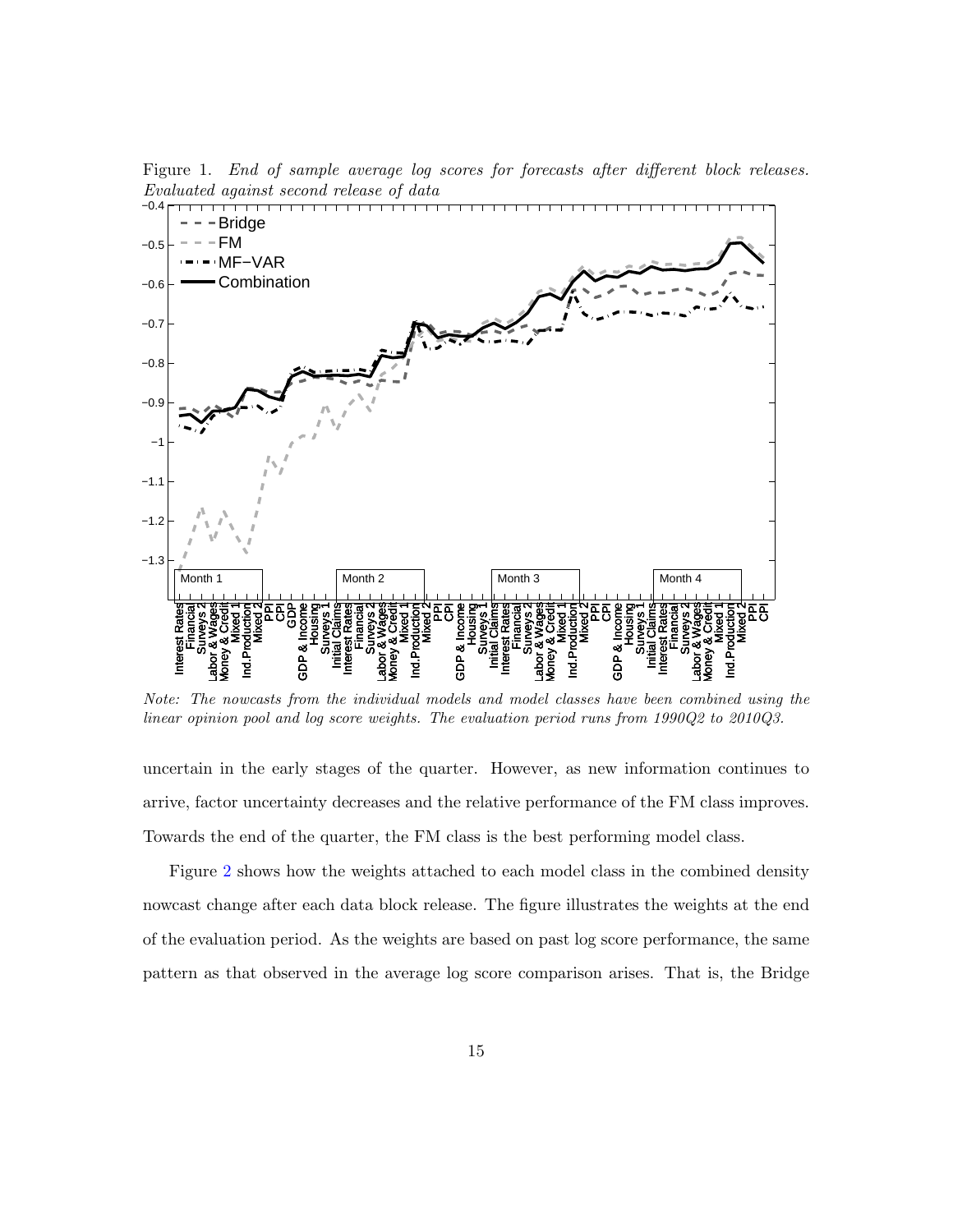Figure 1. *End of sample average log scores for forecasts after different block releases. Evaluated against second release of data*

*Note: The nowcasts from the individual models and model classes have been combined using the linear opinion pool and log score weights. The evaluation period runs from 1990Q2 to 2010Q3.*

uncertain in the early stages of the quarter. However, as new information continues to arrive, factor uncertainty decreases and the relative performance of the FM class improves. Towards the end of the quarter, the FM class is the best performing model class.

Figure 2 shows how the weights attached to each model class in the combined density nowcast change after each data block release. The figure illustrates the weights at the end of the evaluation period. As the weights are based on past log score performance, the same pattern as that observed in the average log score comparison arises. That is, the Bridge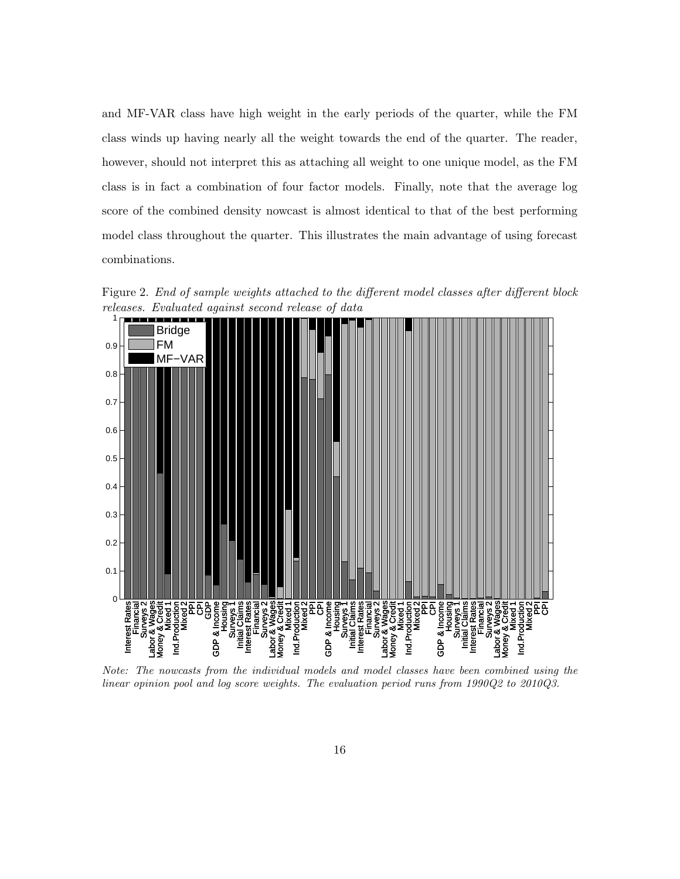and MF-VAR class have high weight in the early periods of the quarter, while the FM class winds up having nearly all the weight towards the end of the quarter. The reader, however, should not interpret this as attaching all weight to one unique model, as the FM class is in fact a combination of four factor models. Finally, note that the average log score of the combined density nowcast is almost identical to that of the best performing model class throughout the quarter. This illustrates the main advantage of using forecast combinations.

Figure 2. *End of sample weights attached to the different model classes after different block releases. Evaluated against second release of data*

*Note: The nowcasts from the individual models and model classes have been combined using the linear opinion pool and log score weights. The evaluation period runs from 1990Q2 to 2010Q3.*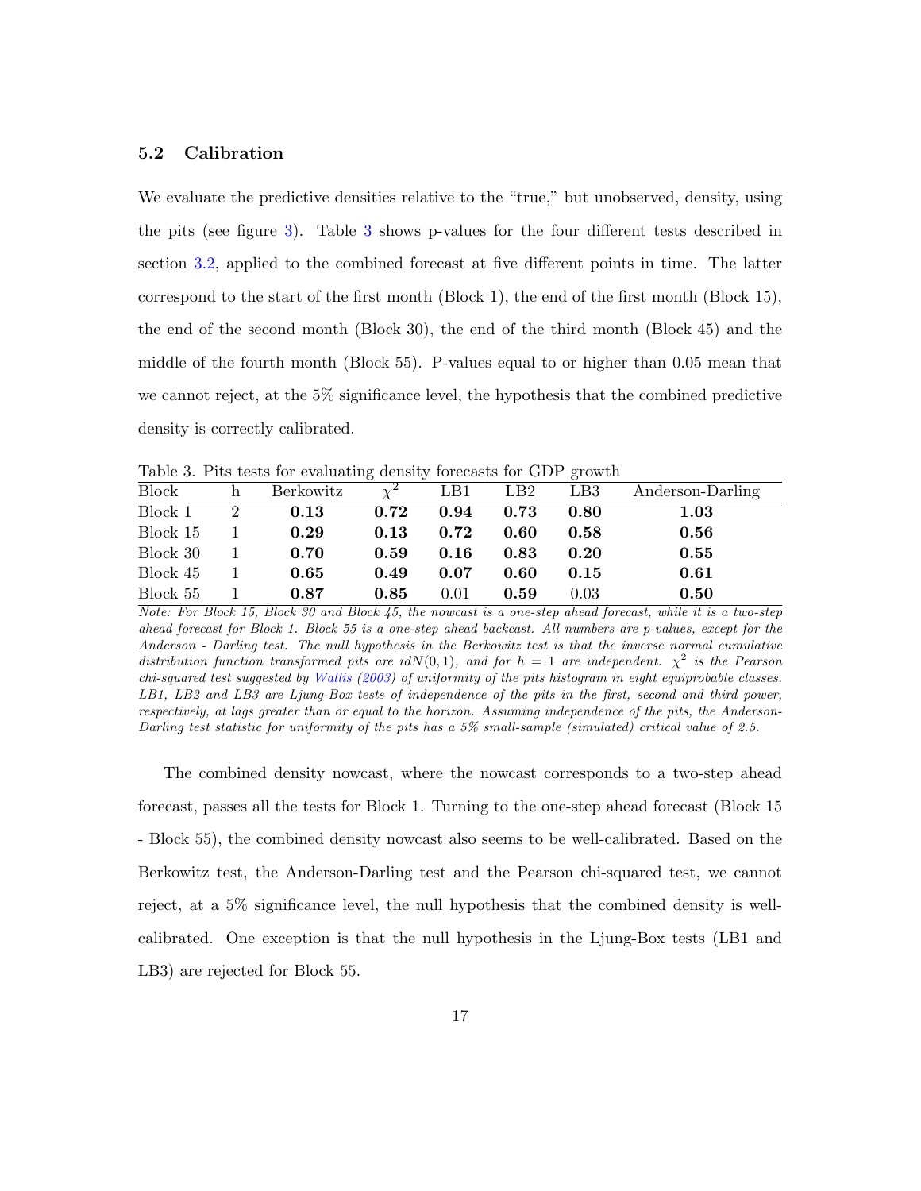### 5.2 Calibration

We evaluate the predictive densities relative to the "true," but unobserved, density, using the pits (see figure 3). Table 3 shows p-values for the four different tests described in section 3.2, applied to the combined forecast at five different points in time. The latter correspond to the start of the first month (Block 1), the end of the first month (Block 15), the end of the second month (Block 30), the end of the third month (Block 45) and the middle of the fourth month (Block 55). P-values equal to or higher than 0.05 mean that we cannot reject, at the 5% significance level, the hypothesis that the combined predictive density is correctly calibrated.

Table 3. Pits tests for evaluating density forecasts for GDP growth

| Block | h | Berkowitz | $\chi^2$ | LB1 | LB2 | LB3 | Anderson-Darling |
|---|---|---|---|---|---|---|---|
| Block 1 | 2 | **0.13** | **0.72** | **0.94** | **0.73** | **0.80** | **1.03** |
| Block 15 | 1 | **0.29** | **0.13** | **0.72** | **0.60** | **0.58** | **0.56** |
| Block 30 | 1 | **0.70** | **0.59** | **0.16** | **0.83** | **0.20** | **0.55** |
| Block 45 | 1 | **0.65** | **0.49** | **0.07** | **0.60** | **0.15** | **0.61** |
| Block 55 | 1 | **0.87** | **0.85** | 0.01 | **0.59** | 0.03 | **0.50** |

*Note: For Block 15, Block 30 and Block 45, the nowcast is a one-step ahead forecast, while it is a two-step ahead forecast for Block 1. Block 55 is a one-step ahead backcast. All numbers are p-values, except for the Anderson - Darling test. The null hypothesis in the Berkowitz test is that the inverse normal cumulative distribution function transformed pits are $idN(0,1)$, and for $h = 1$ are independent. $\chi^2$ is the Pearson chi-squared test suggested by Wallis (2003) of uniformity of the pits histogram in eight equiprobable classes. LB1, LB2 and LB3 are Ljung-Box tests of independence of the pits in the first, second and third power, respectively, at lags greater than or equal to the horizon. Assuming independence of the pits, the Anderson-Darling test statistic for uniformity of the pits has a 5% small-sample (simulated) critical value of 2.5.*

The combined density nowcast, where the nowcast corresponds to a two-step ahead forecast, passes all the tests for Block 1. Turning to the one-step ahead forecast (Block 15 - Block 55), the combined density nowcast also seems to be well-calibrated. Based on the Berkowitz test, the Anderson-Darling test and the Pearson chi-squared test, we cannot reject, at a 5% significance level, the null hypothesis that the combined density is well-calibrated. One exception is that the null hypothesis in the Ljung-Box tests (LB1 and LB3) are rejected for Block 55.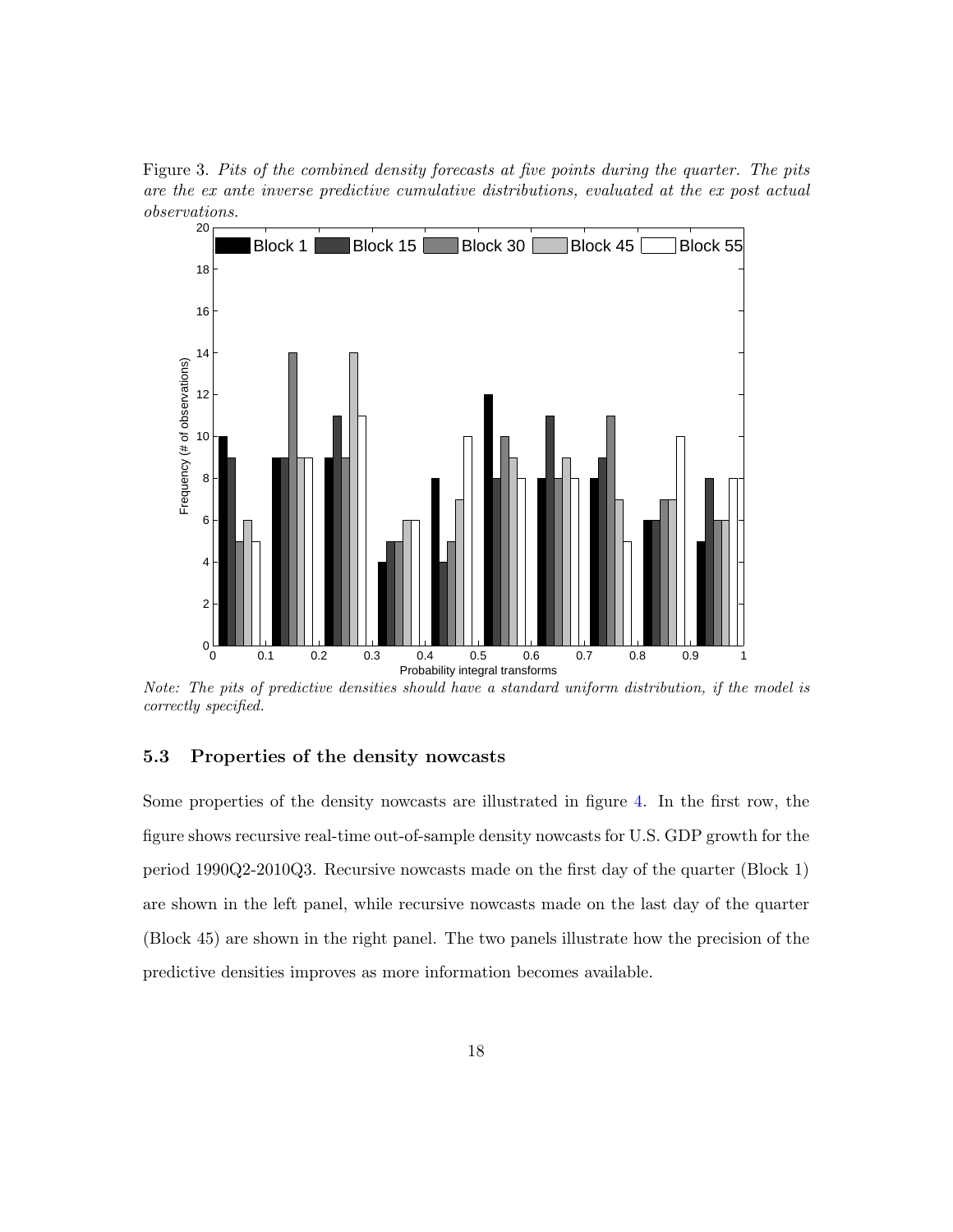Figure 3. *Pits of the combined density forecasts at five points during the quarter. The pits are the ex ante inverse predictive cumulative distributions, evaluated at the ex post actual observations.*

*Note: The pits of predictive densities should have a standard uniform distribution, if the model is correctly specified.*

### 5.3 Properties of the density nowcasts

Some properties of the density nowcasts are illustrated in figure 4. In the first row, the figure shows recursive real-time out-of-sample density nowcasts for U.S. GDP growth for the period 1990Q2-2010Q3. Recursive nowcasts made on the first day of the quarter (Block 1) are shown in the left panel, while recursive nowcasts made on the last day of the quarter (Block 45) are shown in the right panel. The two panels illustrate how the precision of the predictive densities improves as more information becomes available.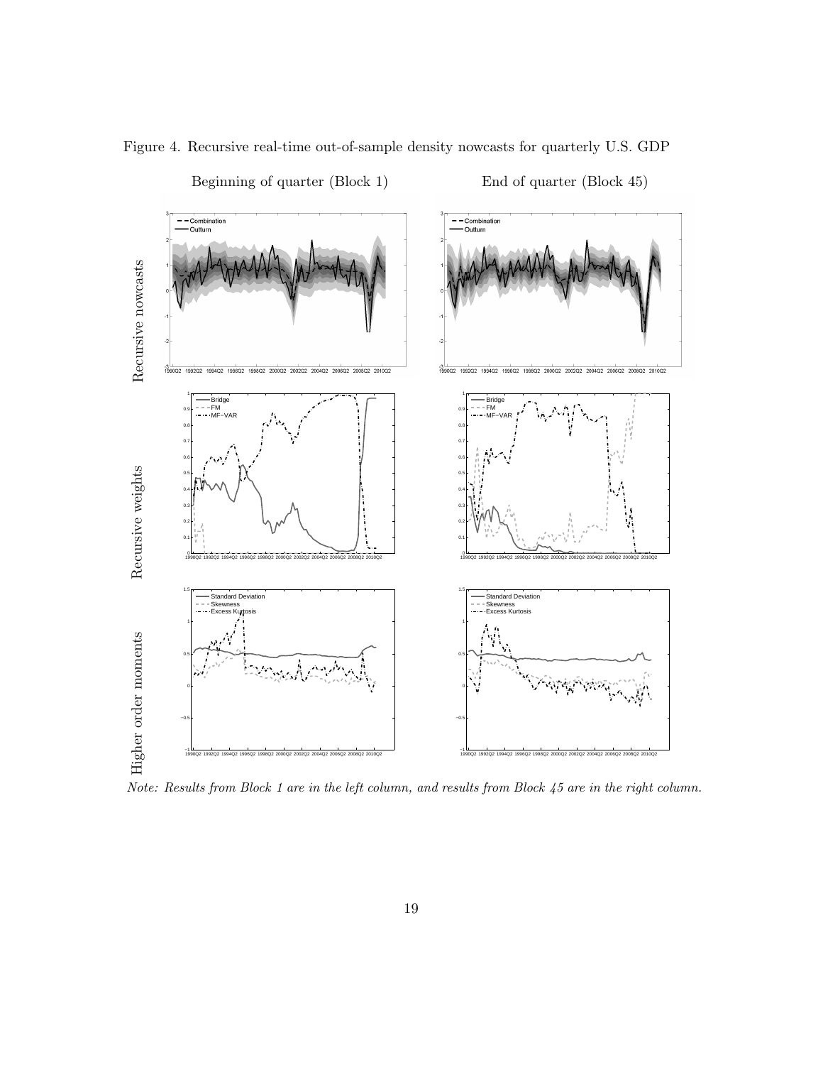Figure 4. Recursive real-time out-of-sample density nowcasts for quarterly U.S. GDP

*Note: Results from Block 1 are in the left column, and results from Block 45 are in the right column.*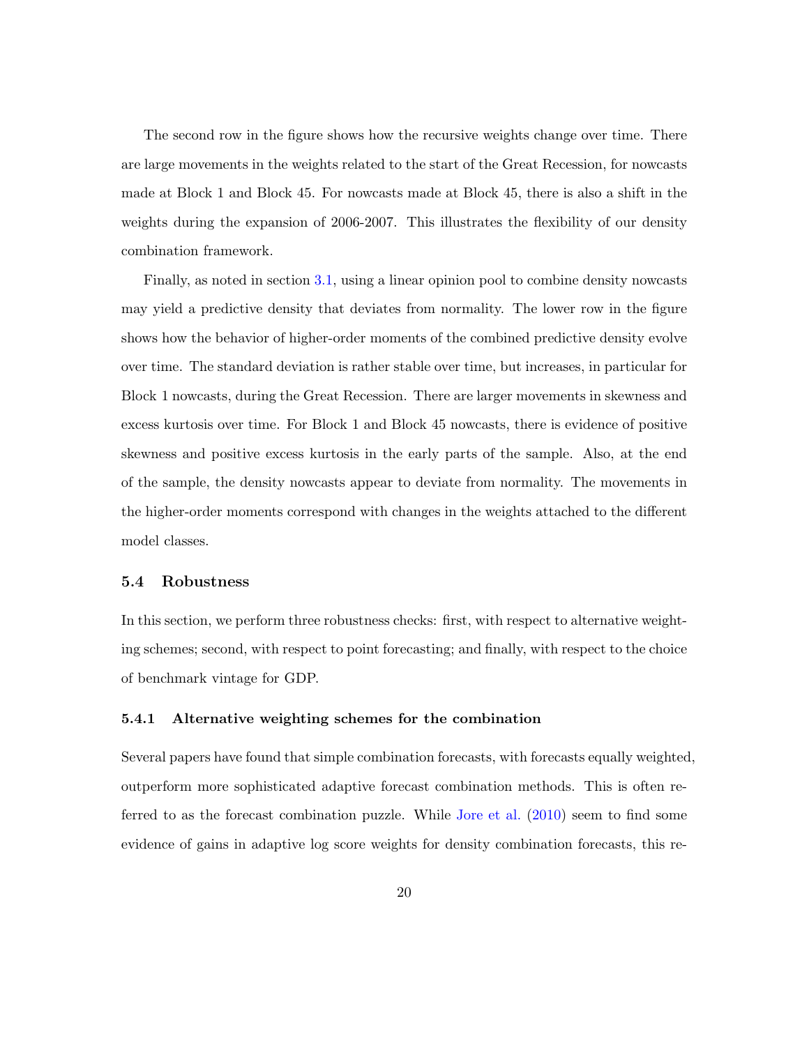The second row in the figure shows how the recursive weights change over time. There are large movements in the weights related to the start of the Great Recession, for nowcasts made at Block 1 and Block 45. For nowcasts made at Block 45, there is also a shift in the weights during the expansion of 2006-2007. This illustrates the flexibility of our density combination framework.

Finally, as noted in section 3.1, using a linear opinion pool to combine density nowcasts may yield a predictive density that deviates from normality. The lower row in the figure shows how the behavior of higher-order moments of the combined predictive density evolve over time. The standard deviation is rather stable over time, but increases, in particular for Block 1 nowcasts, during the Great Recession. There are larger movements in skewness and excess kurtosis over time. For Block 1 and Block 45 nowcasts, there is evidence of positive skewness and positive excess kurtosis in the early parts of the sample. Also, at the end of the sample, the density nowcasts appear to deviate from normality. The movements in the higher-order moments correspond with changes in the weights attached to the different model classes.

### 5.4 Robustness

In this section, we perform three robustness checks: first, with respect to alternative weighting schemes; second, with respect to point forecasting; and finally, with respect to the choice of benchmark vintage for GDP.

#### 5.4.1 Alternative weighting schemes for the combination

Several papers have found that simple combination forecasts, with forecasts equally weighted, outperform more sophisticated adaptive forecast combination methods. This is often referred to as the forecast combination puzzle. While Jore et al. (2010) seem to find some evidence of gains in adaptive log score weights for density combination forecasts, this re-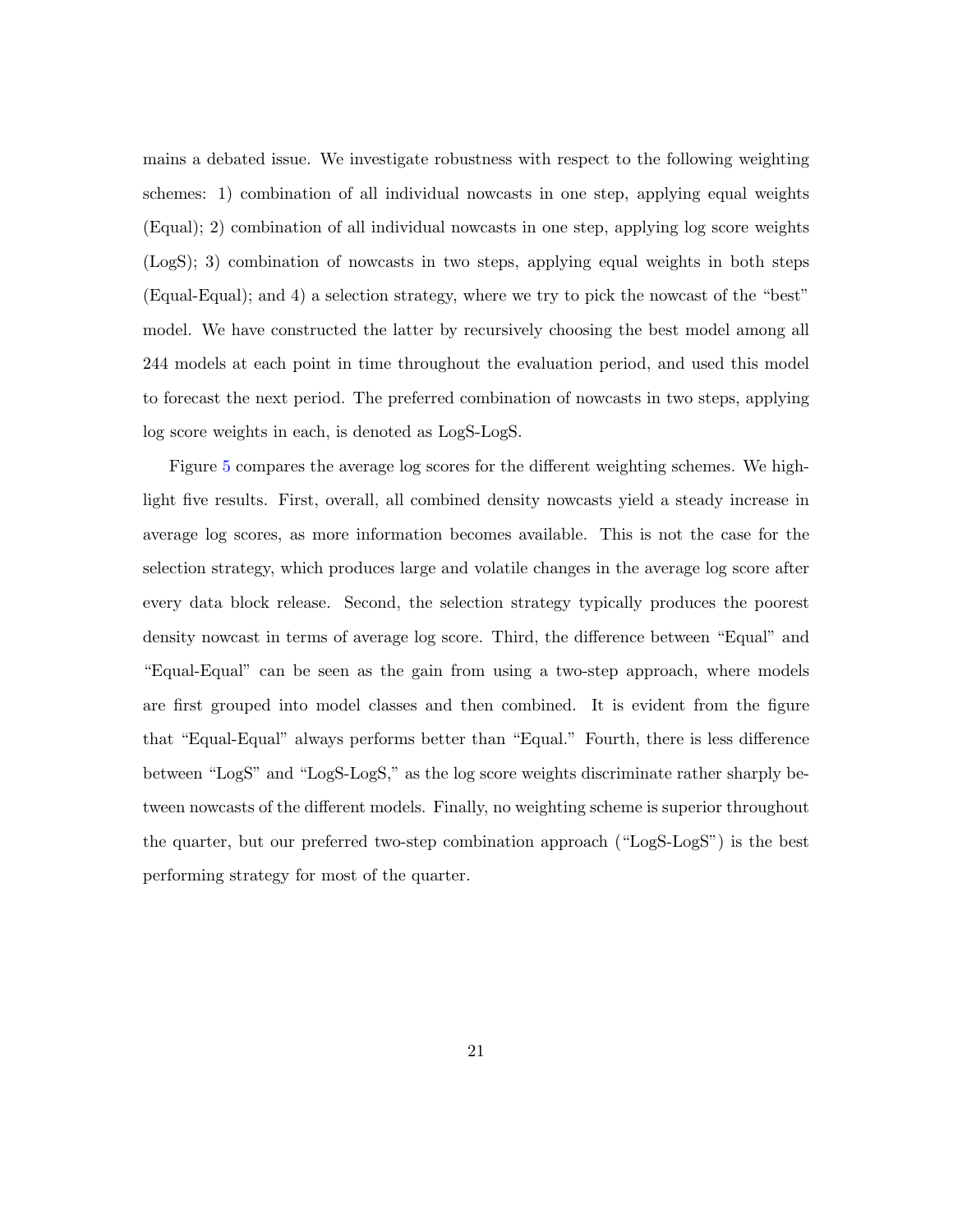mains a debated issue. We investigate robustness with respect to the following weighting schemes: 1) combination of all individual nowcasts in one step, applying equal weights (Equal); 2) combination of all individual nowcasts in one step, applying log score weights (LogS); 3) combination of nowcasts in two steps, applying equal weights in both steps (Equal-Equal); and 4) a selection strategy, where we try to pick the nowcast of the "best" model. We have constructed the latter by recursively choosing the best model among all 244 models at each point in time throughout the evaluation period, and used this model to forecast the next period. The preferred combination of nowcasts in two steps, applying log score weights in each, is denoted as LogS-LogS.

Figure 5 compares the average log scores for the different weighting schemes. We highlight five results. First, overall, all combined density nowcasts yield a steady increase in average log scores, as more information becomes available. This is not the case for the selection strategy, which produces large and volatile changes in the average log score after every data block release. Second, the selection strategy typically produces the poorest density nowcast in terms of average log score. Third, the difference between "Equal" and "Equal-Equal" can be seen as the gain from using a two-step approach, where models are first grouped into model classes and then combined. It is evident from the figure that "Equal-Equal" always performs better than "Equal." Fourth, there is less difference between "LogS" and "LogS-LogS," as the log score weights discriminate rather sharply between nowcasts of the different models. Finally, no weighting scheme is superior throughout the quarter, but our preferred two-step combination approach ("LogS-LogS") is the best performing strategy for most of the quarter.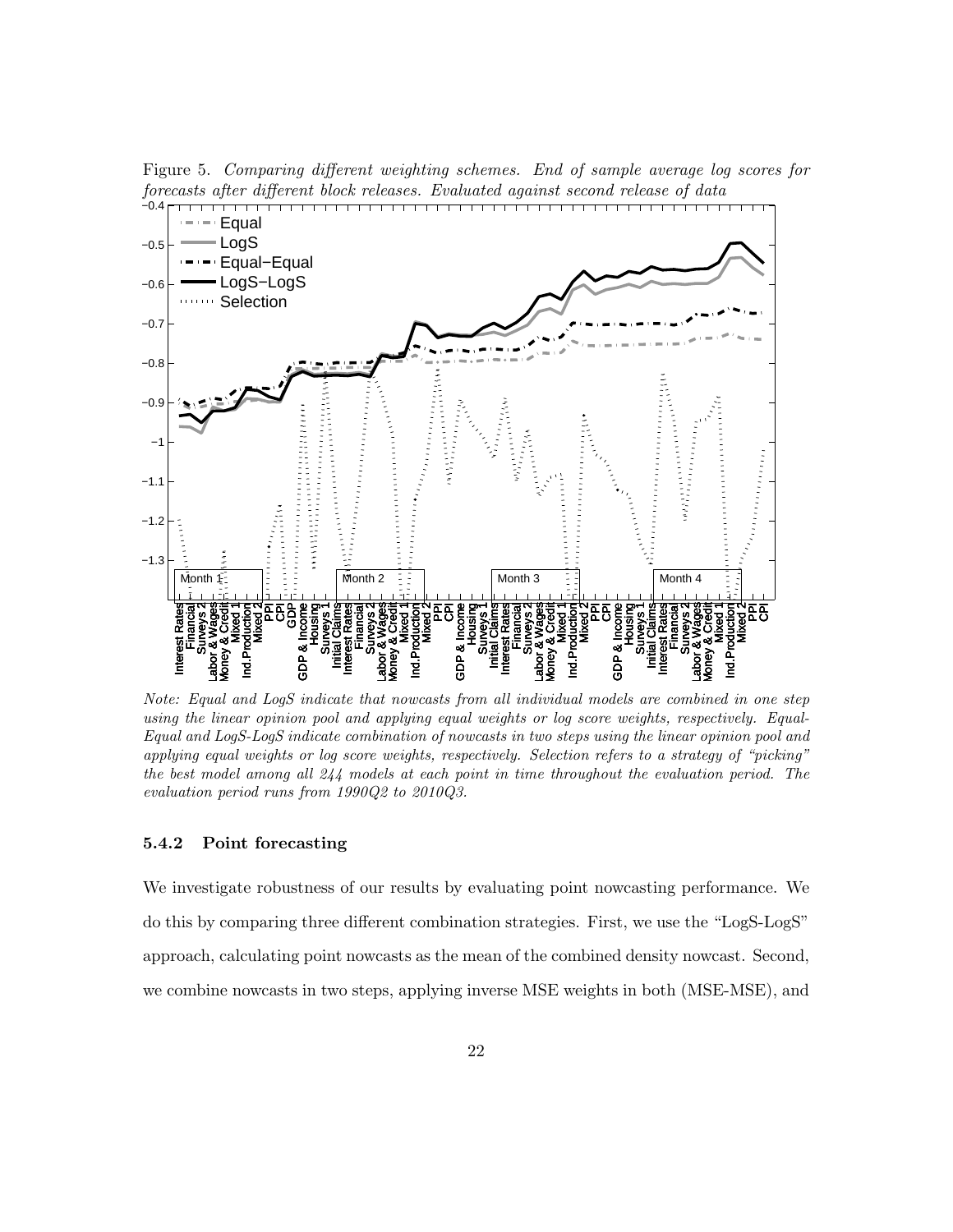Figure 5. *Comparing different weighting schemes. End of sample average log scores for forecasts after different block releases. Evaluated against second release of data*

*Note: Equal and LogS indicate that nowcasts from all individual models are combined in one step using the linear opinion pool and applying equal weights or log score weights, respectively. Equal-Equal and LogS-LogS indicate combination of nowcasts in two steps using the linear opinion pool and applying equal weights or log score weights, respectively. Selection refers to a strategy of "picking" the best model among all 244 models at each point in time throughout the evaluation period. The evaluation period runs from 1990Q2 to 2010Q3.*

### 5.4.2 Point forecasting

We investigate robustness of our results by evaluating point nowcasting performance. We do this by comparing three different combination strategies. First, we use the "LogS-LogS" approach, calculating point nowcasts as the mean of the combined density nowcast. Second, we combine nowcasts in two steps, applying inverse MSE weights in both (MSE-MSE), and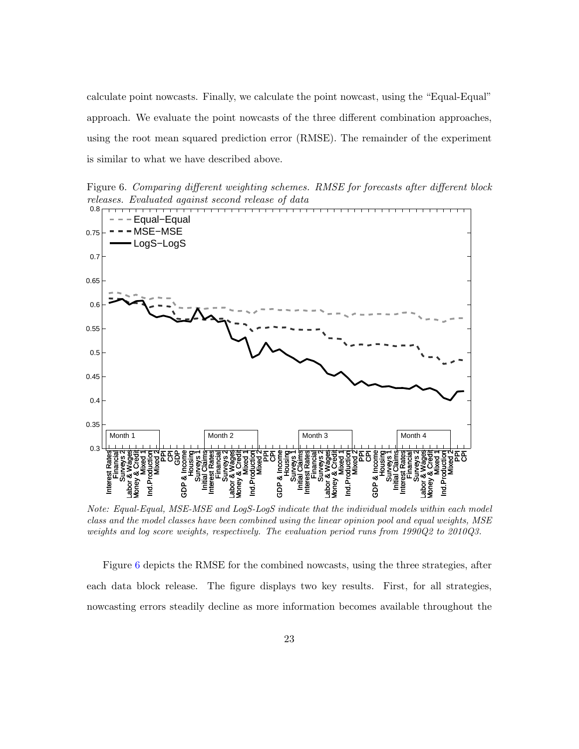calculate point nowcasts. Finally, we calculate the point nowcast, using the "Equal-Equal" approach. We evaluate the point nowcasts of the three different combination approaches, using the root mean squared prediction error (RMSE). The remainder of the experiment is similar to what we have described above.

Figure 6. *Comparing different weighting schemes. RMSE for forecasts after different block releases. Evaluated against second release of data*

*Note: Equal-Equal, MSE-MSE and LogS-LogS indicate that the individual models within each model class and the model classes have been combined using the linear opinion pool and equal weights, MSE weights and log score weights, respectively. The evaluation period runs from 1990Q2 to 2010Q3.*

Figure 6 depicts the RMSE for the combined nowcasts, using the three strategies, after each data block release. The figure displays two key results. First, for all strategies, nowcasting errors steadily decline as more information becomes available throughout the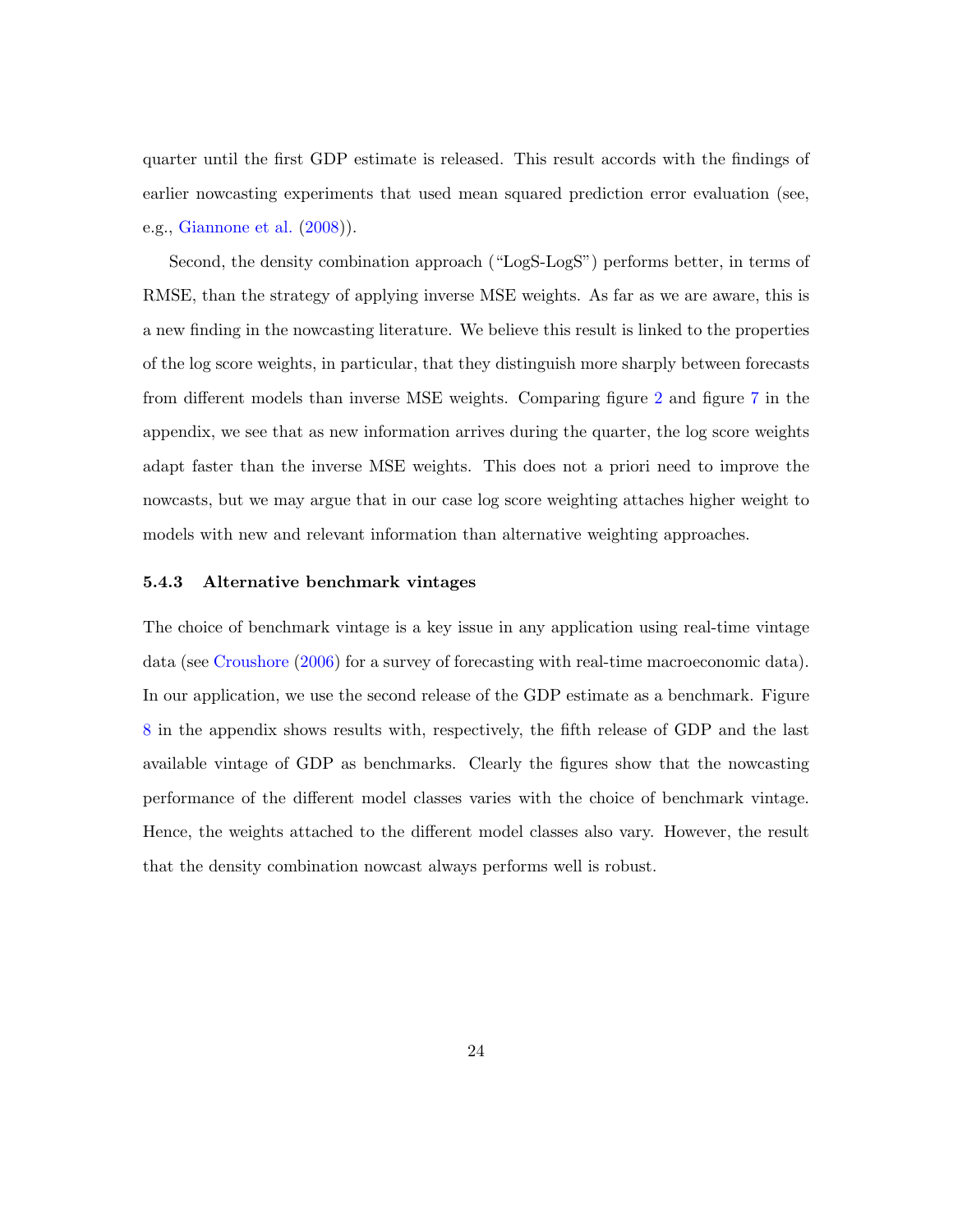quarter until the first GDP estimate is released. This result accords with the findings of earlier nowcasting experiments that used mean squared prediction error evaluation (see, e.g., Giannone et al. (2008)).

Second, the density combination approach ("LogS-LogS") performs better, in terms of RMSE, than the strategy of applying inverse MSE weights. As far as we are aware, this is a new finding in the nowcasting literature. We believe this result is linked to the properties of the log score weights, in particular, that they distinguish more sharply between forecasts from different models than inverse MSE weights. Comparing figure 2 and figure 7 in the appendix, we see that as new information arrives during the quarter, the log score weights adapt faster than the inverse MSE weights. This does not a priori need to improve the nowcasts, but we may argue that in our case log score weighting attaches higher weight to models with new and relevant information than alternative weighting approaches.

#### 5.4.3 Alternative benchmark vintages

The choice of benchmark vintage is a key issue in any application using real-time vintage data (see Croushore (2006) for a survey of forecasting with real-time macroeconomic data). In our application, we use the second release of the GDP estimate as a benchmark. Figure 8 in the appendix shows results with, respectively, the fifth release of GDP and the last available vintage of GDP as benchmarks. Clearly the figures show that the nowcasting performance of the different model classes varies with the choice of benchmark vintage. Hence, the weights attached to the different model classes also vary. However, the result that the density combination nowcast always performs well is robust.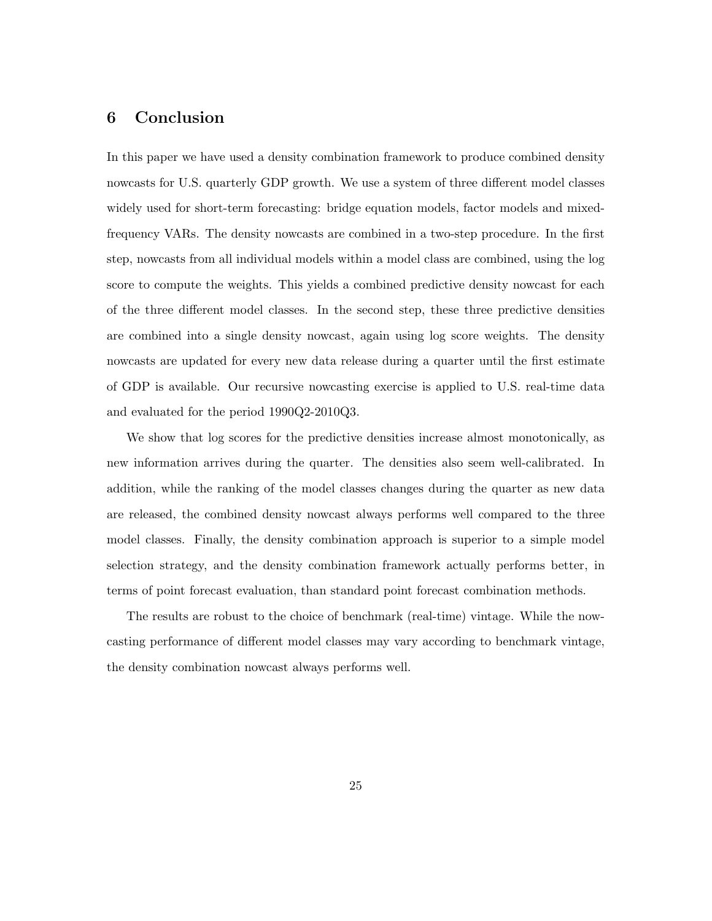# 6 Conclusion

In this paper we have used a density combination framework to produce combined density nowcasts for U.S. quarterly GDP growth. We use a system of three different model classes widely used for short-term forecasting: bridge equation models, factor models and mixed-frequency VARs. The density nowcasts are combined in a two-step procedure. In the first step, nowcasts from all individual models within a model class are combined, using the log score to compute the weights. This yields a combined predictive density nowcast for each of the three different model classes. In the second step, these three predictive densities are combined into a single density nowcast, again using log score weights. The density nowcasts are updated for every new data release during a quarter until the first estimate of GDP is available. Our recursive nowcasting exercise is applied to U.S. real-time data and evaluated for the period 1990Q2-2010Q3.

We show that log scores for the predictive densities increase almost monotonically, as new information arrives during the quarter. The densities also seem well-calibrated. In addition, while the ranking of the model classes changes during the quarter as new data are released, the combined density nowcast always performs well compared to the three model classes. Finally, the density combination approach is superior to a simple model selection strategy, and the density combination framework actually performs better, in terms of point forecast evaluation, than standard point forecast combination methods.

The results are robust to the choice of benchmark (real-time) vintage. While the nowcasting performance of different model classes may vary according to benchmark vintage, the density combination nowcast always performs well.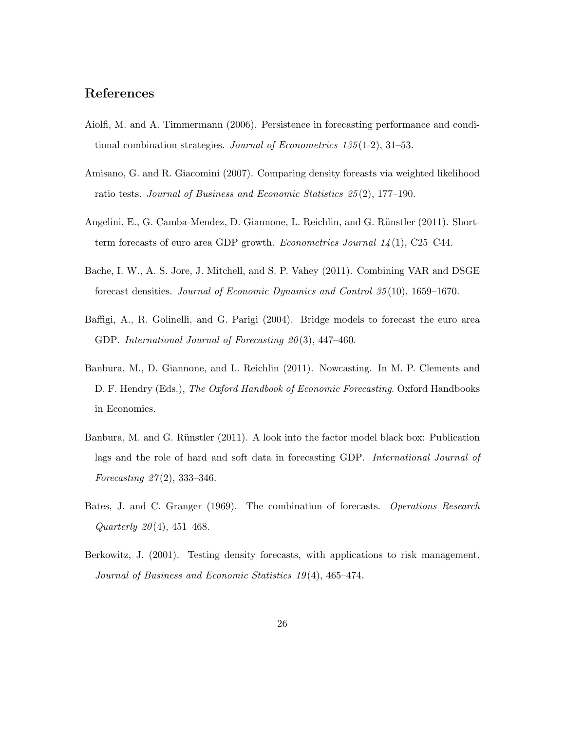## References

Aiolfi, M. and A. Timmermann (2006). Persistence in forecasting performance and conditional combination strategies. *Journal of Econometrics 135*(1-2), 31–53.

Amisano, G. and R. Giacomini (2007). Comparing density foreasts via weighted likelihood ratio tests. *Journal of Business and Economic Statistics 25*(2), 177–190.

Angelini, E., G. Camba-Mendez, D. Giannone, L. Reichlin, and G. Rünstler (2011). Short-term forecasts of euro area GDP growth. *Econometrics Journal 14*(1), C25–C44.

Bache, I. W., A. S. Jore, J. Mitchell, and S. P. Vahey (2011). Combining VAR and DSGE forecast densities. *Journal of Economic Dynamics and Control 35*(10), 1659–1670.

Baffigi, A., R. Golinelli, and G. Parigi (2004). Bridge models to forecast the euro area GDP. *International Journal of Forecasting 20*(3), 447–460.

Banbura, M., D. Giannone, and L. Reichlin (2011). Nowcasting. In M. P. Clements and D. F. Hendry (Eds.), *The Oxford Handbook of Economic Forecasting*. Oxford Handbooks in Economics.

Banbura, M. and G. Rünstler (2011). A look into the factor model black box: Publication lags and the role of hard and soft data in forecasting GDP. *International Journal of Forecasting 27*(2), 333–346.

Bates, J. and C. Granger (1969). The combination of forecasts. *Operations Research Quarterly 20*(4), 451–468.

Berkowitz, J. (2001). Testing density forecasts, with applications to risk management. *Journal of Business and Economic Statistics 19*(4), 465–474.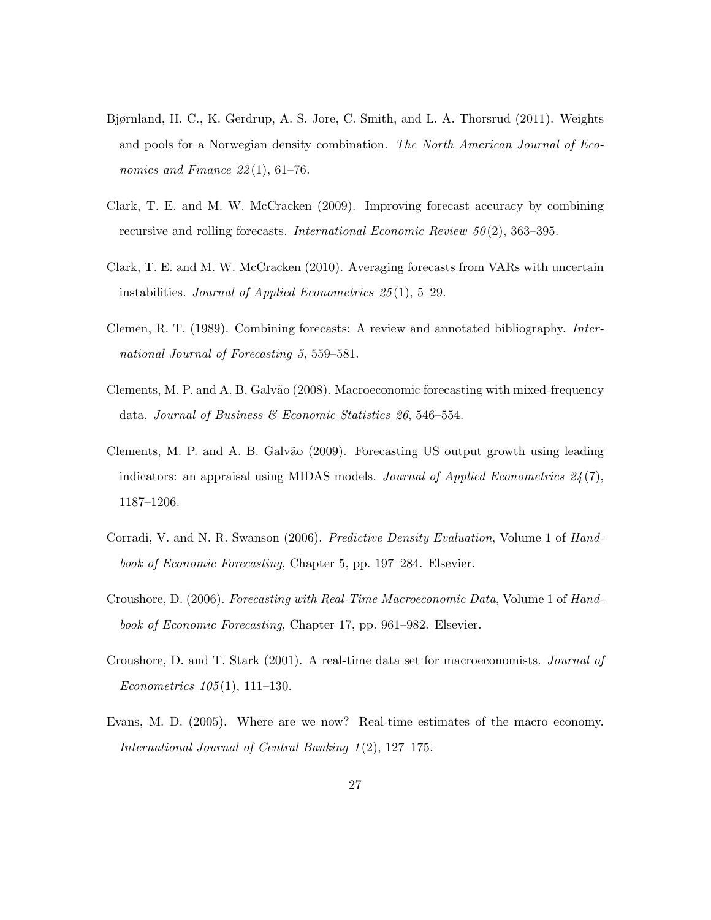Bjørnland, H. C., K. Gerdrup, A. S. Jore, C. Smith, and L. A. Thorsrud (2011). Weights and pools for a Norwegian density combination. *The North American Journal of Economics and Finance 22*(1), 61–76.

Clark, T. E. and M. W. McCracken (2009). Improving forecast accuracy by combining recursive and rolling forecasts. *International Economic Review 50*(2), 363–395.

Clark, T. E. and M. W. McCracken (2010). Averaging forecasts from VARs with uncertain instabilities. *Journal of Applied Econometrics 25*(1), 5–29.

Clemen, R. T. (1989). Combining forecasts: A review and annotated bibliography. *International Journal of Forecasting 5*, 559–581.

Clements, M. P. and A. B. Galvão (2008). Macroeconomic forecasting with mixed-frequency data. *Journal of Business & Economic Statistics 26*, 546–554.

Clements, M. P. and A. B. Galvão (2009). Forecasting US output growth using leading indicators: an appraisal using MIDAS models. *Journal of Applied Econometrics 24*(7), 1187–1206.

Corradi, V. and N. R. Swanson (2006). *Predictive Density Evaluation*, Volume 1 of *Handbook of Economic Forecasting*, Chapter 5, pp. 197–284. Elsevier.

Croushore, D. (2006). *Forecasting with Real-Time Macroeconomic Data*, Volume 1 of *Handbook of Economic Forecasting*, Chapter 17, pp. 961–982. Elsevier.

Croushore, D. and T. Stark (2001). A real-time data set for macroeconomists. *Journal of Econometrics 105*(1), 111–130.

Evans, M. D. (2005). Where are we now? Real-time estimates of the macro economy. *International Journal of Central Banking 1*(2), 127–175.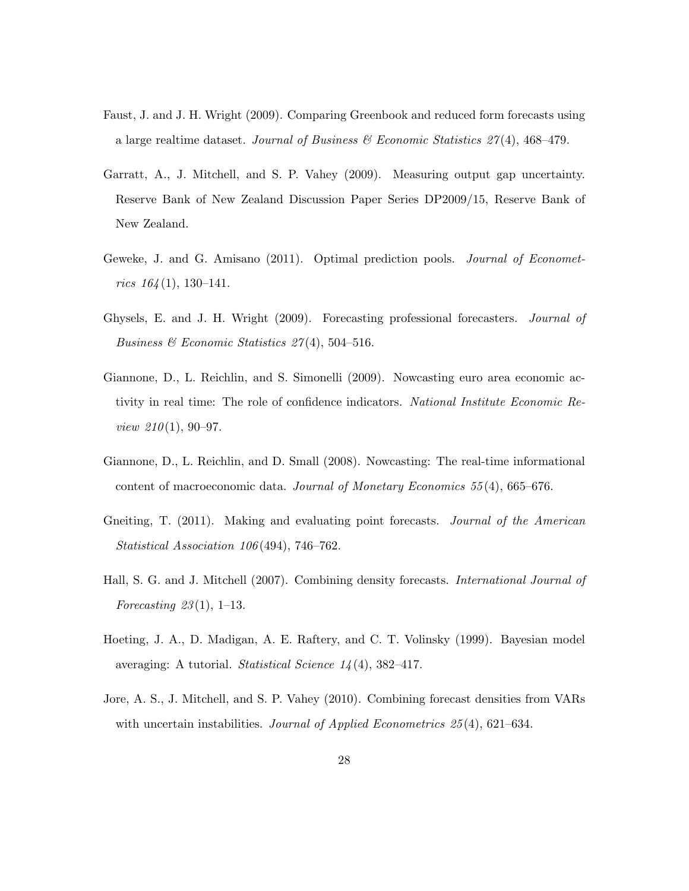Faust, J. and J. H. Wright (2009). Comparing Greenbook and reduced form forecasts using a large realtime dataset. *Journal of Business & Economic Statistics 27*(4), 468–479.

Garratt, A., J. Mitchell, and S. P. Vahey (2009). Measuring output gap uncertainty. Reserve Bank of New Zealand Discussion Paper Series DP2009/15, Reserve Bank of New Zealand.

Geweke, J. and G. Amisano (2011). Optimal prediction pools. *Journal of Econometrics 164*(1), 130–141.

Ghysels, E. and J. H. Wright (2009). Forecasting professional forecasters. *Journal of Business & Economic Statistics 27*(4), 504–516.

Giannone, D., L. Reichlin, and S. Simonelli (2009). Nowcasting euro area economic activity in real time: The role of confidence indicators. *National Institute Economic Review 210*(1), 90–97.

Giannone, D., L. Reichlin, and D. Small (2008). Nowcasting: The real-time informational content of macroeconomic data. *Journal of Monetary Economics 55*(4), 665–676.

Gneiting, T. (2011). Making and evaluating point forecasts. *Journal of the American Statistical Association 106*(494), 746–762.

Hall, S. G. and J. Mitchell (2007). Combining density forecasts. *International Journal of Forecasting 23*(1), 1–13.

Hoeting, J. A., D. Madigan, A. E. Raftery, and C. T. Volinsky (1999). Bayesian model averaging: A tutorial. *Statistical Science 14*(4), 382–417.

Jore, A. S., J. Mitchell, and S. P. Vahey (2010). Combining forecast densities from VARs with uncertain instabilities. *Journal of Applied Econometrics 25*(4), 621–634.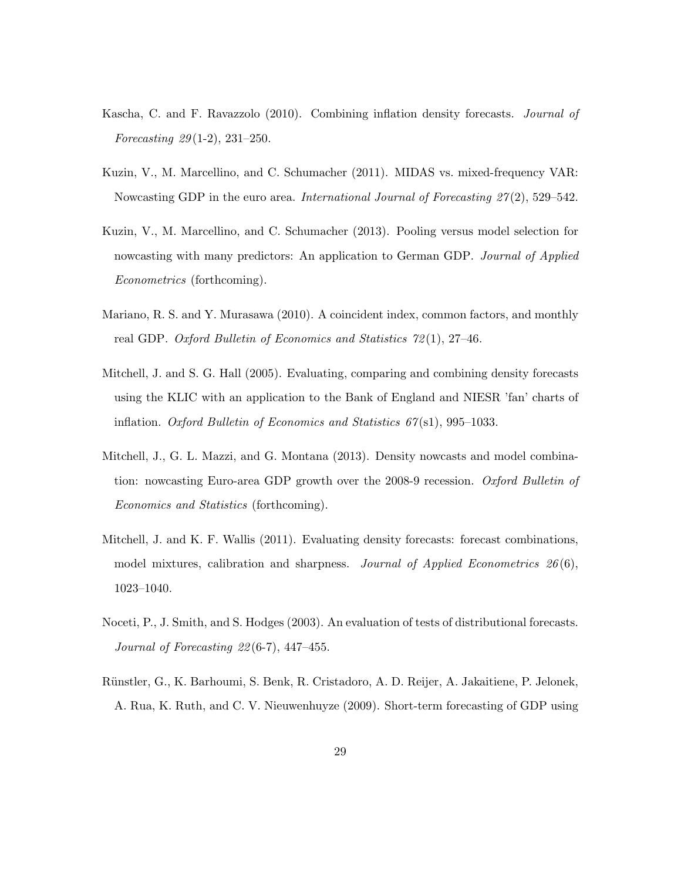Kascha, C. and F. Ravazzolo (2010). Combining inflation density forecasts. *Journal of Forecasting 29*(1-2), 231–250.

Kuzin, V., M. Marcellino, and C. Schumacher (2011). MIDAS vs. mixed-frequency VAR: Nowcasting GDP in the euro area. *International Journal of Forecasting 27*(2), 529–542.

Kuzin, V., M. Marcellino, and C. Schumacher (2013). Pooling versus model selection for nowcasting with many predictors: An application to German GDP. *Journal of Applied Econometrics* (forthcoming).

Mariano, R. S. and Y. Murasawa (2010). A coincident index, common factors, and monthly real GDP. *Oxford Bulletin of Economics and Statistics 72*(1), 27–46.

Mitchell, J. and S. G. Hall (2005). Evaluating, comparing and combining density forecasts using the KLIC with an application to the Bank of England and NIESR 'fan' charts of inflation. *Oxford Bulletin of Economics and Statistics 67*(s1), 995–1033.

Mitchell, J., G. L. Mazzi, and G. Montana (2013). Density nowcasts and model combination: nowcasting Euro-area GDP growth over the 2008-9 recession. *Oxford Bulletin of Economics and Statistics* (forthcoming).

Mitchell, J. and K. F. Wallis (2011). Evaluating density forecasts: forecast combinations, model mixtures, calibration and sharpness. *Journal of Applied Econometrics 26*(6), 1023–1040.

Noceti, P., J. Smith, and S. Hodges (2003). An evaluation of tests of distributional forecasts. *Journal of Forecasting 22*(6-7), 447–455.

Rünstler, G., K. Barhoumi, S. Benk, R. Cristadoro, A. D. Reijer, A. Jakaitiene, P. Jelonek, A. Rua, K. Ruth, and C. V. Nieuwenhuyze (2009). Short-term forecasting of GDP using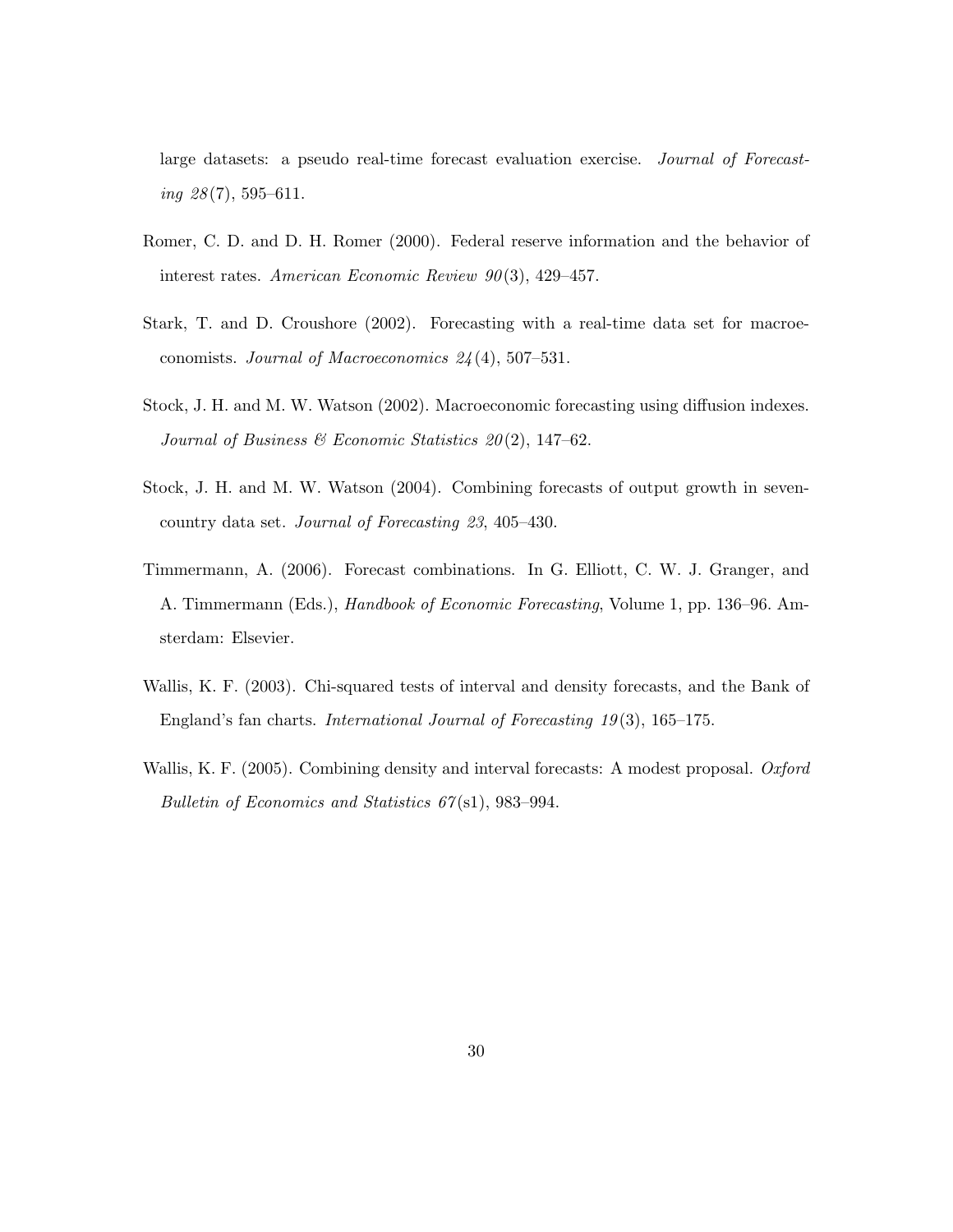large datasets: a pseudo real-time forecast evaluation exercise. *Journal of Forecasting 28*(7), 595–611.

Romer, C. D. and D. H. Romer (2000). Federal reserve information and the behavior of interest rates. *American Economic Review 90*(3), 429–457.

Stark, T. and D. Croushore (2002). Forecasting with a real-time data set for macroeconomists. *Journal of Macroeconomics 24*(4), 507–531.

Stock, J. H. and M. W. Watson (2002). Macroeconomic forecasting using diffusion indexes. *Journal of Business & Economic Statistics 20*(2), 147–62.

Stock, J. H. and M. W. Watson (2004). Combining forecasts of output growth in seven-country data set. *Journal of Forecasting 23*, 405–430.

Timmermann, A. (2006). Forecast combinations. In G. Elliott, C. W. J. Granger, and A. Timmermann (Eds.), *Handbook of Economic Forecasting*, Volume 1, pp. 136–96. Amsterdam: Elsevier.

Wallis, K. F. (2003). Chi-squared tests of interval and density forecasts, and the Bank of England's fan charts. *International Journal of Forecasting 19*(3), 165–175.

Wallis, K. F. (2005). Combining density and interval forecasts: A modest proposal. *Oxford Bulletin of Economics and Statistics 67*(s1), 983–994.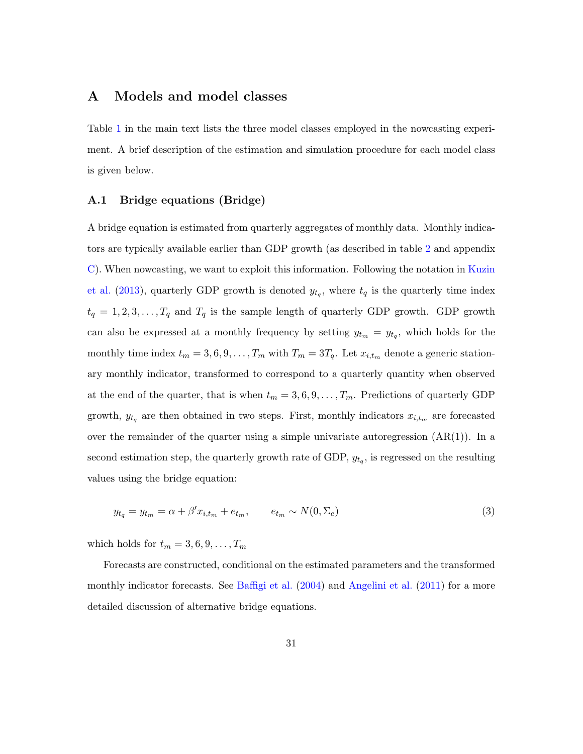## A Models and model classes

Table 1 in the main text lists the three model classes employed in the nowcasting experiment. A brief description of the estimation and simulation procedure for each model class is given below.

### A.1 Bridge equations (Bridge)

A bridge equation is estimated from quarterly aggregates of monthly data. Monthly indicators are typically available earlier than GDP growth (as described in table 2 and appendix C). When nowcasting, we want to exploit this information. Following the notation in Kuzin et al. (2013), quarterly GDP growth is denoted $y_{t_q}$, where $t_q$ is the quarterly time index $t_q = 1, 2, 3, \ldots, T_q$ and $T_q$ is the sample length of quarterly GDP growth. GDP growth can also be expressed at a monthly frequency by setting $y_{t_m} = y_{t_q}$, which holds for the monthly time index $t_m = 3, 6, 9, \ldots, T_m$ with $T_m = 3T_q$. Let $x_{i,t_m}$ denote a generic stationary monthly indicator, transformed to correspond to a quarterly quantity when observed at the end of the quarter, that is when $t_m = 3, 6, 9, \ldots, T_m$. Predictions of quarterly GDP growth, $y_{t_q}$ are then obtained in two steps. First, monthly indicators $x_{i,t_m}$ are forecasted over the remainder of the quarter using a simple univariate autoregression (AR(1)). In a second estimation step, the quarterly growth rate of GDP, $y_{t_q}$, is regressed on the resulting values using the bridge equation:

$$y_{t_q} = y_{t_m} = \alpha + \beta' x_{i,t_m} + e_{t_m}, \qquad e_{t_m} \sim N(0, \Sigma_e) \tag{3}$$

which holds for $t_m = 3, 6, 9, \ldots, T_m$

Forecasts are constructed, conditional on the estimated parameters and the transformed monthly indicator forecasts. See Baffigi et al. (2004) and Angelini et al. (2011) for a more detailed discussion of alternative bridge equations.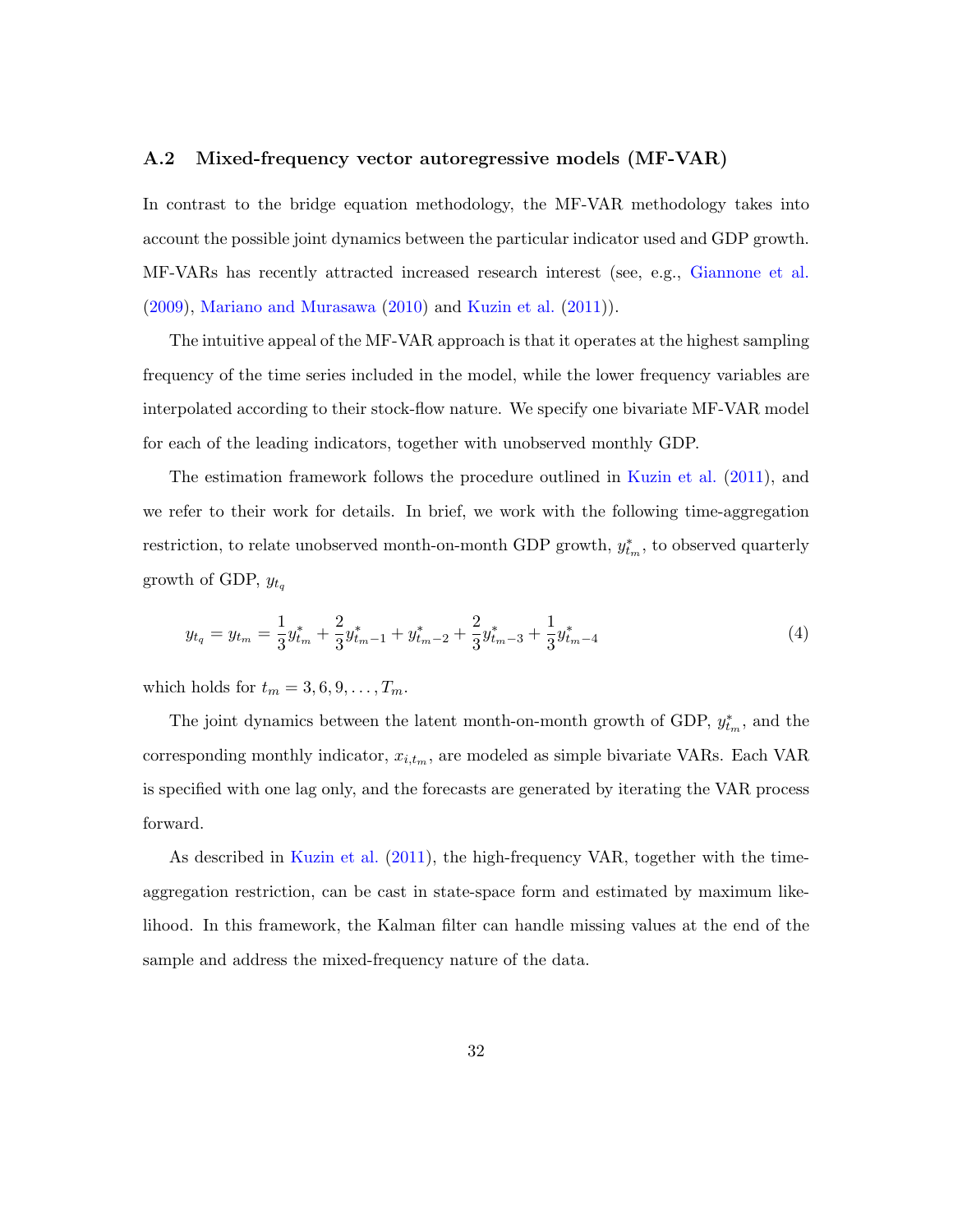### A.2 Mixed-frequency vector autoregressive models (MF-VAR)

In contrast to the bridge equation methodology, the MF-VAR methodology takes into account the possible joint dynamics between the particular indicator used and GDP growth. MF-VARs has recently attracted increased research interest (see, e.g., Giannone et al. (2009), Mariano and Murasawa (2010) and Kuzin et al. (2011)).

The intuitive appeal of the MF-VAR approach is that it operates at the highest sampling frequency of the time series included in the model, while the lower frequency variables are interpolated according to their stock-flow nature. We specify one bivariate MF-VAR model for each of the leading indicators, together with unobserved monthly GDP.

The estimation framework follows the procedure outlined in Kuzin et al. (2011), and we refer to their work for details. In brief, we work with the following time-aggregation restriction, to relate unobserved month-on-month GDP growth, $y^*_{t_m}$, to observed quarterly growth of GDP, $y_{t_q}$

$$y_{t_q} = y_{t_m} = \frac{1}{3}y^*_{t_m} + \frac{2}{3}y^*_{t_m-1} + y^*_{t_m-2} + \frac{2}{3}y^*_{t_m-3} + \frac{1}{3}y^*_{t_m-4} \tag{4}$$

which holds for $t_m = 3, 6, 9, \ldots, T_m$.

The joint dynamics between the latent month-on-month growth of GDP, $y^*_{t_m}$, and the corresponding monthly indicator, $x_{i,t_m}$, are modeled as simple bivariate VARs. Each VAR is specified with one lag only, and the forecasts are generated by iterating the VAR process forward.

As described in Kuzin et al. (2011), the high-frequency VAR, together with the time-aggregation restriction, can be cast in state-space form and estimated by maximum likelihood. In this framework, the Kalman filter can handle missing values at the end of the sample and address the mixed-frequency nature of the data.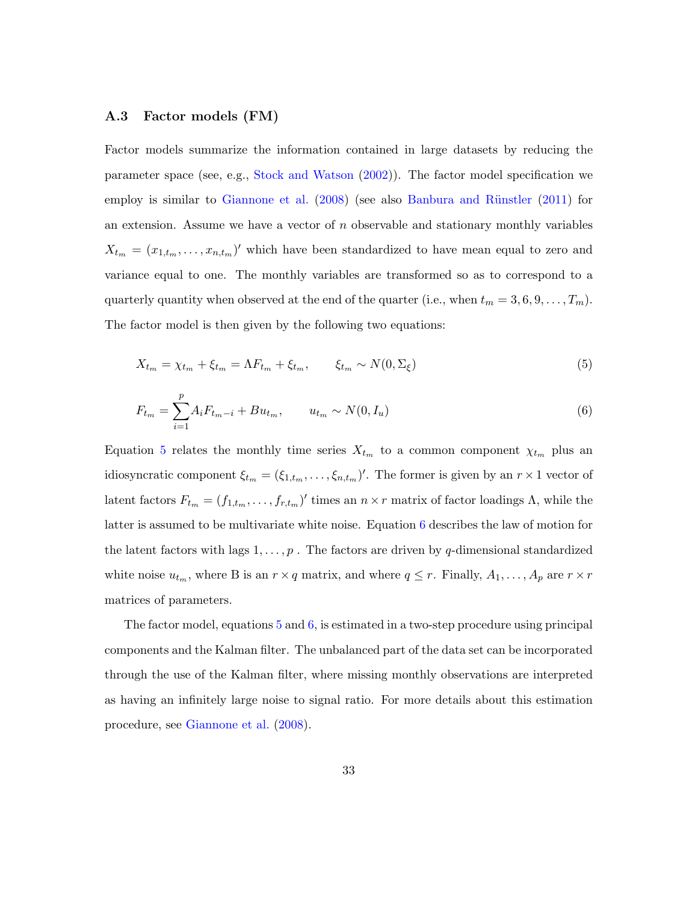### A.3 Factor models (FM)

Factor models summarize the information contained in large datasets by reducing the parameter space (see, e.g., Stock and Watson (2002)). The factor model specification we employ is similar to Giannone et al. (2008) (see also Banbura and Rünstler (2011) for an extension. Assume we have a vector of $n$ observable and stationary monthly variables $X_{t_m} = (x_{1,t_m}, \ldots, x_{n,t_m})'$ which have been standardized to have mean equal to zero and variance equal to one. The monthly variables are transformed so as to correspond to a quarterly quantity when observed at the end of the quarter (i.e., when $t_m = 3, 6, 9, \ldots, T_m$). The factor model is then given by the following two equations:

$$X_{t_m} = \chi_{t_m} + \xi_{t_m} = \Lambda F_{t_m} + \xi_{t_m}, \qquad \xi_{t_m} \sim N(0, \Sigma_\xi) \tag{5}$$

$$F_{t_m} = \sum_{i=1}^{p} A_i F_{t_m - i} + B u_{t_m}, \qquad u_{t_m} \sim N(0, I_u) \tag{6}$$

Equation 5 relates the monthly time series $X_{t_m}$ to a common component $\chi_{t_m}$ plus an idiosyncratic component $\xi_{t_m} = (\xi_{1,t_m}, \ldots, \xi_{n,t_m})'$. The former is given by an $r \times 1$ vector of latent factors $F_{t_m} = (f_{1,t_m}, \ldots, f_{r,t_m})'$ times an $n \times r$ matrix of factor loadings $\Lambda$, while the latter is assumed to be multivariate white noise. Equation 6 describes the law of motion for the latent factors with lags $1, \ldots, p$ . The factors are driven by $q$-dimensional standardized white noise $u_{t_m}$, where B is an $r \times q$ matrix, and where $q \leq r$. Finally, $A_1, \ldots, A_p$ are $r \times r$ matrices of parameters.

The factor model, equations 5 and 6, is estimated in a two-step procedure using principal components and the Kalman filter. The unbalanced part of the data set can be incorporated through the use of the Kalman filter, where missing monthly observations are interpreted as having an infinitely large noise to signal ratio. For more details about this estimation procedure, see Giannone et al. (2008).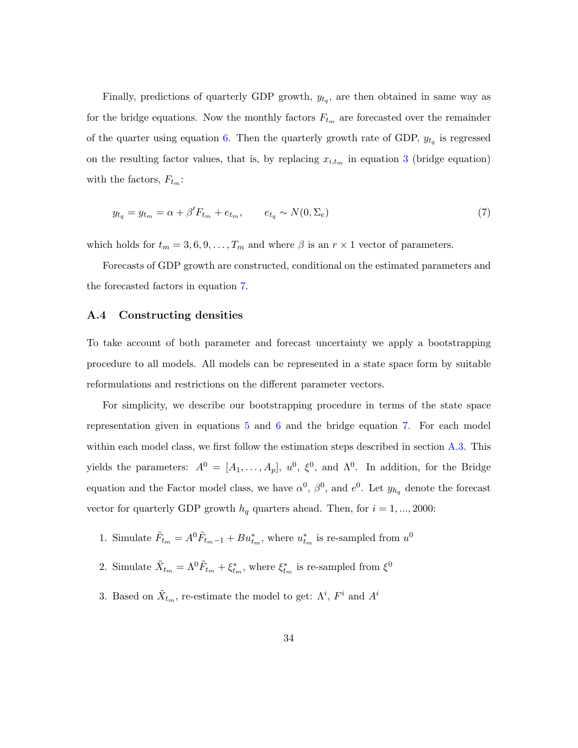Finally, predictions of quarterly GDP growth, $y_{t_q}$, are then obtained in same way as for the bridge equations. Now the monthly factors $F_{t_m}$ are forecasted over the remainder of the quarter using equation 6. Then the quarterly growth rate of GDP, $y_{t_q}$ is regressed on the resulting factor values, that is, by replacing $x_{i,t_m}$ in equation 3 (bridge equation) with the factors, $F_{t_m}$:

$$y_{t_q} = y_{t_m} = \alpha + \beta' F_{t_m} + e_{t_m}, \qquad e_{t_q} \sim N(0, \Sigma_e) \tag{7}$$

which holds for $t_m = 3, 6, 9, \ldots, T_m$ and where $\beta$ is an $r \times 1$ vector of parameters.

Forecasts of GDP growth are constructed, conditional on the estimated parameters and the forecasted factors in equation 7.

### A.4 Constructing densities

To take account of both parameter and forecast uncertainty we apply a bootstrapping procedure to all models. All models can be represented in a state space form by suitable reformulations and restrictions on the different parameter vectors.

For simplicity, we describe our bootstrapping procedure in terms of the state space representation given in equations 5 and 6 and the bridge equation 7. For each model within each model class, we first follow the estimation steps described in section A.3. This yields the parameters: $A^0 = [A_1, \ldots, A_p]$, $u^0$, $\xi^0$, and $\Lambda^0$. In addition, for the Bridge equation and the Factor model class, we have $\alpha^0$, $\beta^0$, and $e^0$. Let $y_{h_q}$ denote the forecast vector for quarterly GDP growth $h_q$ quarters ahead. Then, for $i = 1, ..., 2000$:

1. Simulate $\tilde{F}_{t_m} = A^0 \tilde{F}_{t_m - 1} + B u^*_{t_m}$, where $u^*_{t_m}$ is re-sampled from $u^0$
2. Simulate $\tilde{X}_{t_m} = \Lambda^0 \tilde{F}_{t_m} + \xi^*_{t_m}$, where $\xi^*_{t_m}$ is re-sampled from $\xi^0$
3. Based on $\tilde{X}_{t_m}$, re-estimate the model to get: $\Lambda^i$, $F^i$ and $A^i$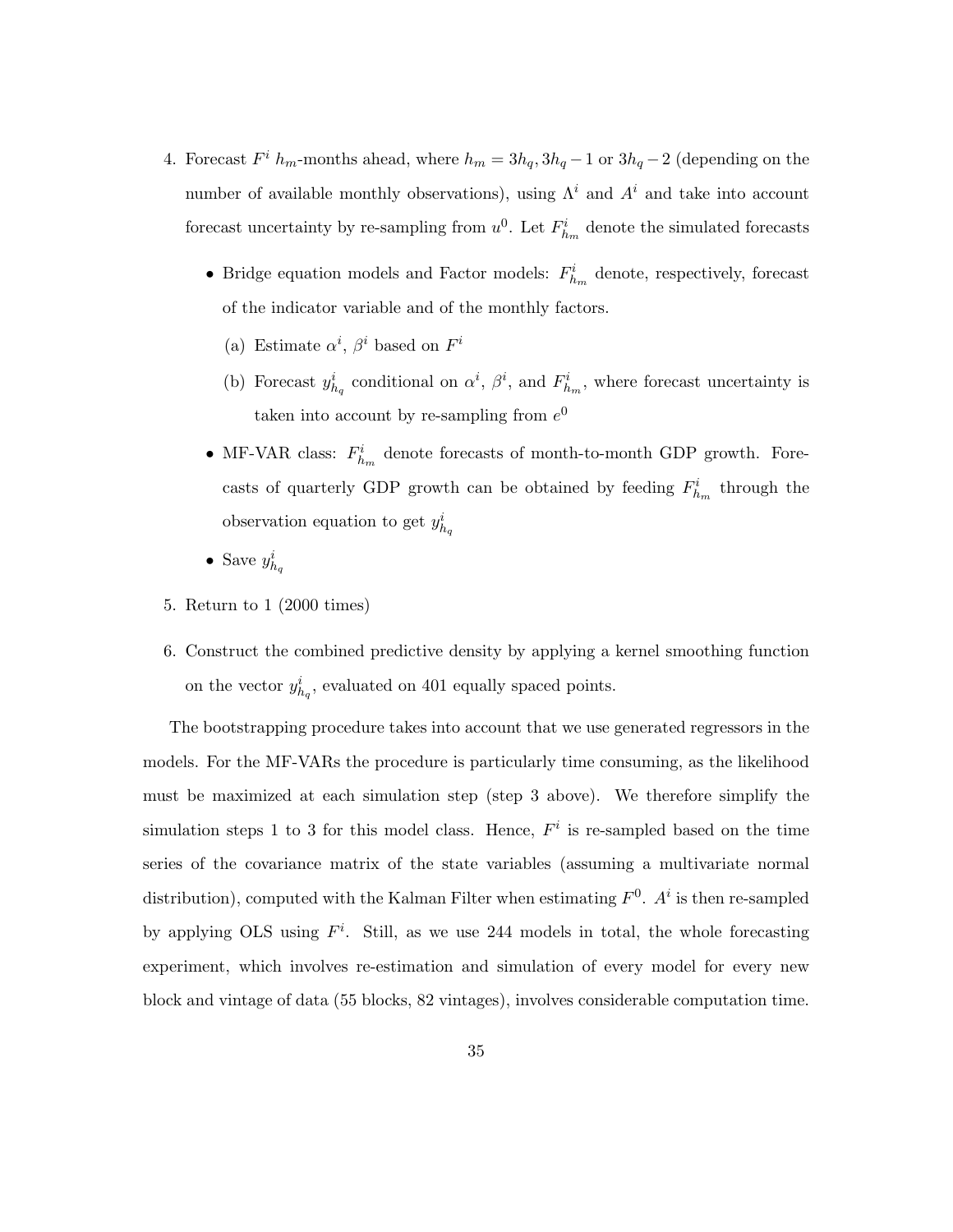4. Forecast $F^i$ $h_m$-months ahead, where $h_m = 3h_q, 3h_q - 1$ or $3h_q - 2$ (depending on the number of available monthly observations), using $\Lambda^i$ and $A^i$ and take into account forecast uncertainty by re-sampling from $u^0$. Let $F^i_{h_m}$ denote the simulated forecasts

   - Bridge equation models and Factor models: $F^i_{h_m}$ denote, respectively, forecast of the indicator variable and of the monthly factors.

     (a) Estimate $\alpha^i$, $\beta^i$ based on $F^i$

     (b) Forecast $y^i_{h_q}$ conditional on $\alpha^i$, $\beta^i$, and $F^i_{h_m}$, where forecast uncertainty is taken into account by re-sampling from $e^0$

   - MF-VAR class: $F^i_{h_m}$ denote forecasts of month-to-month GDP growth. Forecasts of quarterly GDP growth can be obtained by feeding $F^i_{h_m}$ through the observation equation to get $y^i_{h_q}$

   - Save $y^i_{h_q}$

5. Return to 1 (2000 times)

6. Construct the combined predictive density by applying a kernel smoothing function on the vector $y^i_{h_q}$, evaluated on 401 equally spaced points.

The bootstrapping procedure takes into account that we use generated regressors in the models. For the MF-VARs the procedure is particularly time consuming, as the likelihood must be maximized at each simulation step (step 3 above). We therefore simplify the simulation steps 1 to 3 for this model class. Hence, $F^i$ is re-sampled based on the time series of the covariance matrix of the state variables (assuming a multivariate normal distribution), computed with the Kalman Filter when estimating $F^0$. $A^i$ is then re-sampled by applying OLS using $F^i$. Still, as we use 244 models in total, the whole forecasting experiment, which involves re-estimation and simulation of every model for every new block and vintage of data (55 blocks, 82 vintages), involves considerable computation time.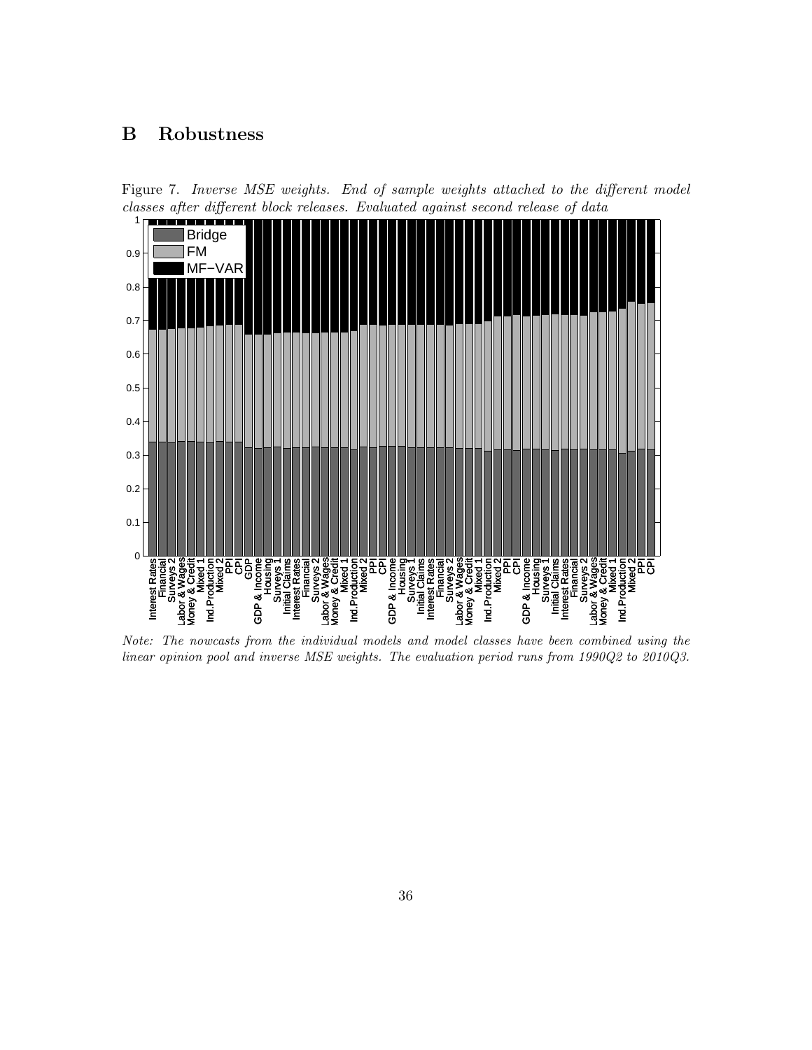# B Robustness

Figure 7. *Inverse MSE weights. End of sample weights attached to the different model classes after different block releases. Evaluated against second release of data*

*Note: The nowcasts from the individual models and model classes have been combined using the linear opinion pool and inverse MSE weights. The evaluation period runs from 1990Q2 to 2010Q3.*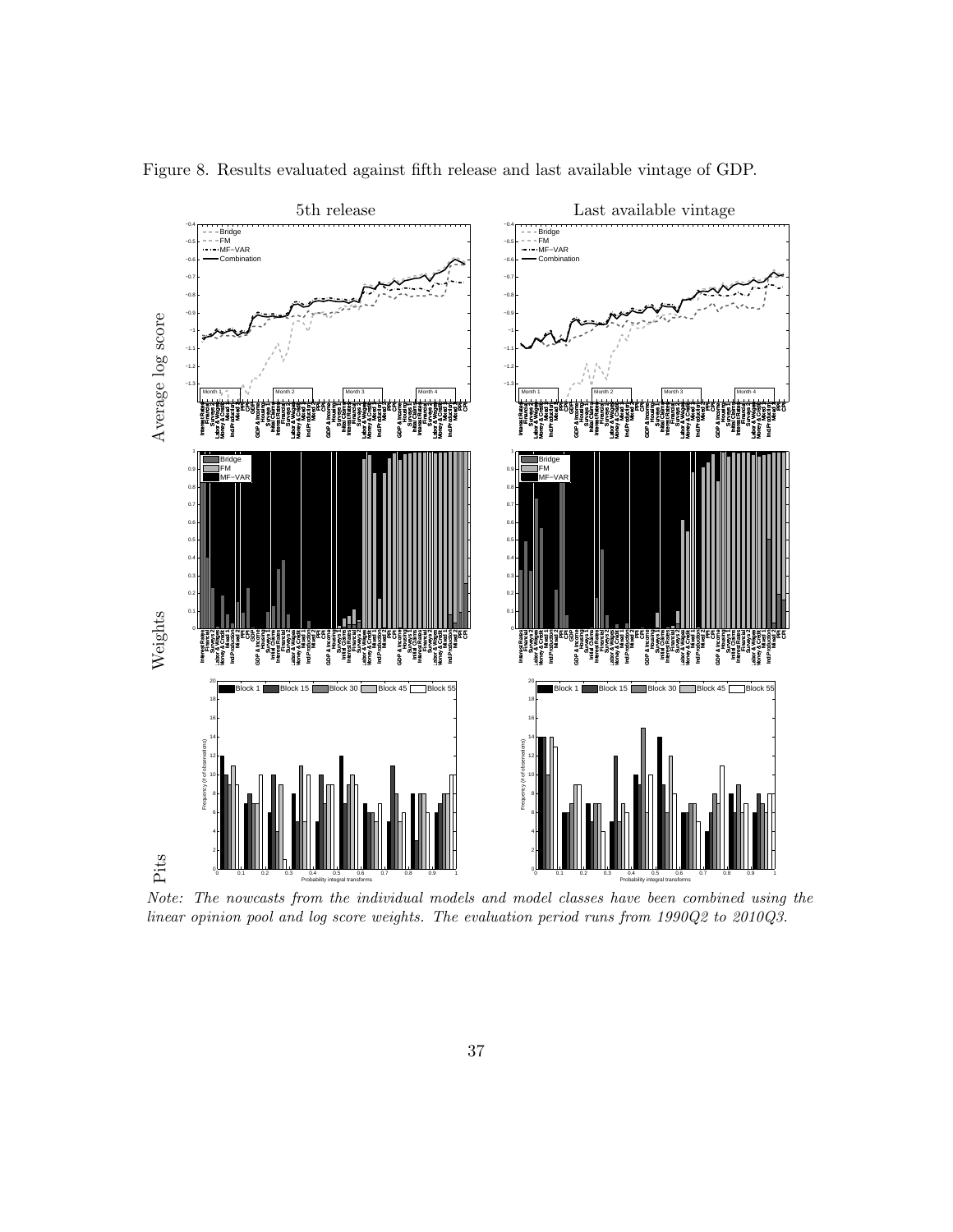Figure 8. Results evaluated against fifth release and last available vintage of GDP.

*Note: The nowcasts from the individual models and model classes have been combined using the linear opinion pool and log score weights. The evaluation period runs from 1990Q2 to 2010Q3.*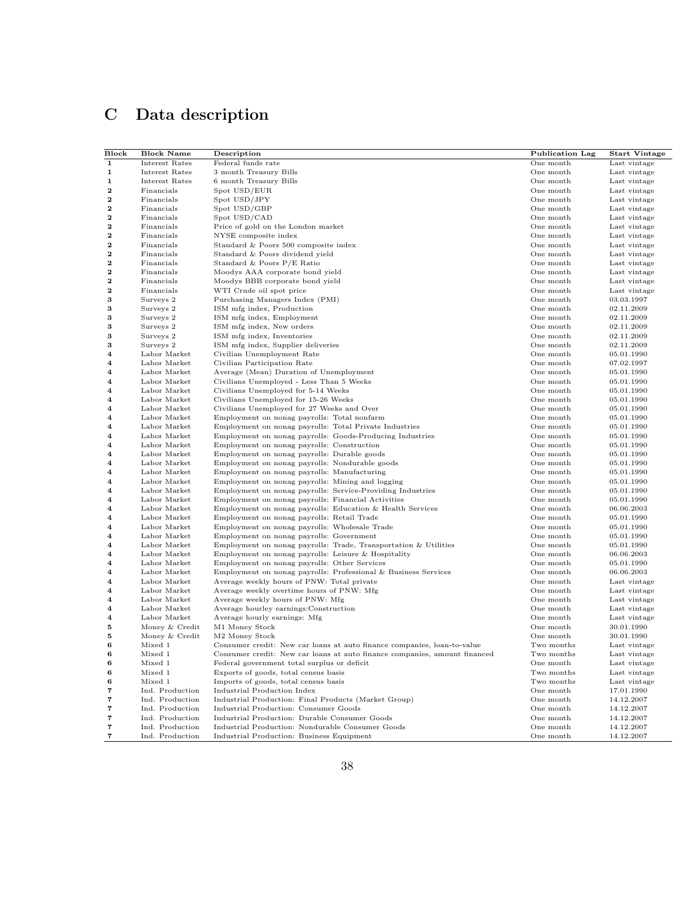# C Data description

| Block | Block Name | Description | Publication Lag | Start Vintage |
|---|---|---|---|---|
| 1 | Interest Rates | Federal funds rate | One month | Last vintage |
| 1 | Interest Rates | 3 month Treasury Bills | One month | Last vintage |
| 1 | Interest Rates | 6 month Treasury Bills | One month | Last vintage |
| 2 | Financials | Spot USD/EUR | One month | Last vintage |
| 2 | Financials | Spot USD/JPY | One month | Last vintage |
| 2 | Financials | Spot USD/GBP | One month | Last vintage |
| 2 | Financials | Spot USD/CAD | One month | Last vintage |
| 2 | Financials | Price of gold on the London market | One month | Last vintage |
| 2 | Financials | NYSE composite index | One month | Last vintage |
| 2 | Financials | Standard & Poors 500 composite index | One month | Last vintage |
| 2 | Financials | Standard & Poors dividend yield | One month | Last vintage |
| 2 | Financials | Standard & Poors P/E Ratio | One month | Last vintage |
| 2 | Financials | Moodys AAA corporate bond yield | One month | Last vintage |
| 2 | Financials | Moodys BBB corporate bond yield | One month | Last vintage |
| 2 | Financials | WTI Crude oil spot price | One month | Last vintage |
| 3 | Surveys 2 | Purchasing Managers Index (PMI) | One month | 03.03.1997 |
| 3 | Surveys 2 | ISM mfg index, Production | One month | 02.11.2009 |
| 3 | Surveys 2 | ISM mfg index, Employment | One month | 02.11.2009 |
| 3 | Surveys 2 | ISM mfg index, New orders | One month | 02.11.2009 |
| 3 | Surveys 2 | ISM mfg index, Inventories | One month | 02.11.2009 |
| 3 | Surveys 2 | ISM mfg index, Supplier deliveries | One month | 02.11.2009 |
| 4 | Labor Market | Civilian Unemployment Rate | One month | 05.01.1990 |
| 4 | Labor Market | Civilian Participation Rate | One month | 07.02.1997 |
| 4 | Labor Market | Average (Mean) Duration of Unemployment | One month | 05.01.1990 |
| 4 | Labor Market | Civilians Unemployed - Less Than 5 Weeks | One month | 05.01.1990 |
| 4 | Labor Market | Civilians Unemployed for 5-14 Weeks | One month | 05.01.1990 |
| 4 | Labor Market | Civilians Unemployed for 15-26 Weeks | One month | 05.01.1990 |
| 4 | Labor Market | Civilians Unemployed for 27 Weeks and Over | One month | 05.01.1990 |
| 4 | Labor Market | Employment on nonag payrolls: Total nonfarm | One month | 05.01.1990 |
| 4 | Labor Market | Employment on nonag payrolls: Total Private Industries | One month | 05.01.1990 |
| 4 | Labor Market | Employment on nonag payrolls: Goods-Producing Industries | One month | 05.01.1990 |
| 4 | Labor Market | Employment on nonag payrolls: Construction | One month | 05.01.1990 |
| 4 | Labor Market | Employment on nonag payrolls: Durable goods | One month | 05.01.1990 |
| 4 | Labor Market | Employment on nonag payrolls: Nondurable goods | One month | 05.01.1990 |
| 4 | Labor Market | Employment on nonag payrolls: Manufacturing | One month | 05.01.1990 |
| 4 | Labor Market | Employment on nonag payrolls: Mining and logging | One month | 05.01.1990 |
| 4 | Labor Market | Employment on nonag payrolls: Service-Providing Industries | One month | 05.01.1990 |
| 4 | Labor Market | Employment on nonag payrolls: Financial Activities | One month | 05.01.1990 |
| 4 | Labor Market | Employment on nonag payrolls: Education & Health Services | One month | 06.06.2003 |
| 4 | Labor Market | Employment on nonag payrolls: Retail Trade | One month | 05.01.1990 |
| 4 | Labor Market | Employment on nonag payrolls: Wholesale Trade | One month | 05.01.1990 |
| 4 | Labor Market | Employment on nonag payrolls: Government | One month | 05.01.1990 |
| 4 | Labor Market | Employment on nonag payrolls: Trade, Transportation & Utilities | One month | 05.01.1990 |
| 4 | Labor Market | Employment on nonag payrolls: Leisure & Hospitality | One month | 06.06.2003 |
| 4 | Labor Market | Employment on nonag payrolls: Other Services | One month | 05.01.1990 |
| 4 | Labor Market | Employment on nonag payrolls: Professional & Business Services | One month | 06.06.2003 |
| 4 | Labor Market | Average weekly hours of PNW: Total private | One month | Last vintage |
| 4 | Labor Market | Average weekly overtime hours of PNW: Mfg | One month | Last vintage |
| 4 | Labor Market | Average weekly hours of PNW: Mfg | One month | Last vintage |
| 4 | Labor Market | Average hourley earnings:Construction | One month | Last vintage |
| 4 | Labor Market | Average hourly earnings: Mfg | One month | Last vintage |
| 5 | Money & Credit | M1 Money Stock | One month | 30.01.1990 |
| 5 | Money & Credit | M2 Money Stock | One month | 30.01.1990 |
| 6 | Mixed 1 | Consumer credit: New car loans at auto finance companies, loan-to-value | Two months | Last vintage |
| 6 | Mixed 1 | Consumer credit: New car loans at auto finance companies, amount financed | Two months | Last vintage |
| 6 | Mixed 1 | Federal government total surplus or deficit | One month | Last vintage |
| 6 | Mixed 1 | Exports of goods, total census basis | Two months | Last vintage |
| 6 | Mixed 1 | Imports of goods, total census basis | Two months | Last vintage |
| 7 | Ind. Production | Industrial Production Index | One month | 17.01.1990 |
| 7 | Ind. Production | Industrial Production: Final Products (Market Group) | One month | 14.12.2007 |
| 7 | Ind. Production | Industrial Production: Consumer Goods | One month | 14.12.2007 |
| 7 | Ind. Production | Industrial Production: Durable Consumer Goods | One month | 14.12.2007 |
| 7 | Ind. Production | Industrial Production: Nondurable Consumer Goods | One month | 14.12.2007 |
| 7 | Ind. Production | Industrial Production: Business Equipment | One month | 14.12.2007 |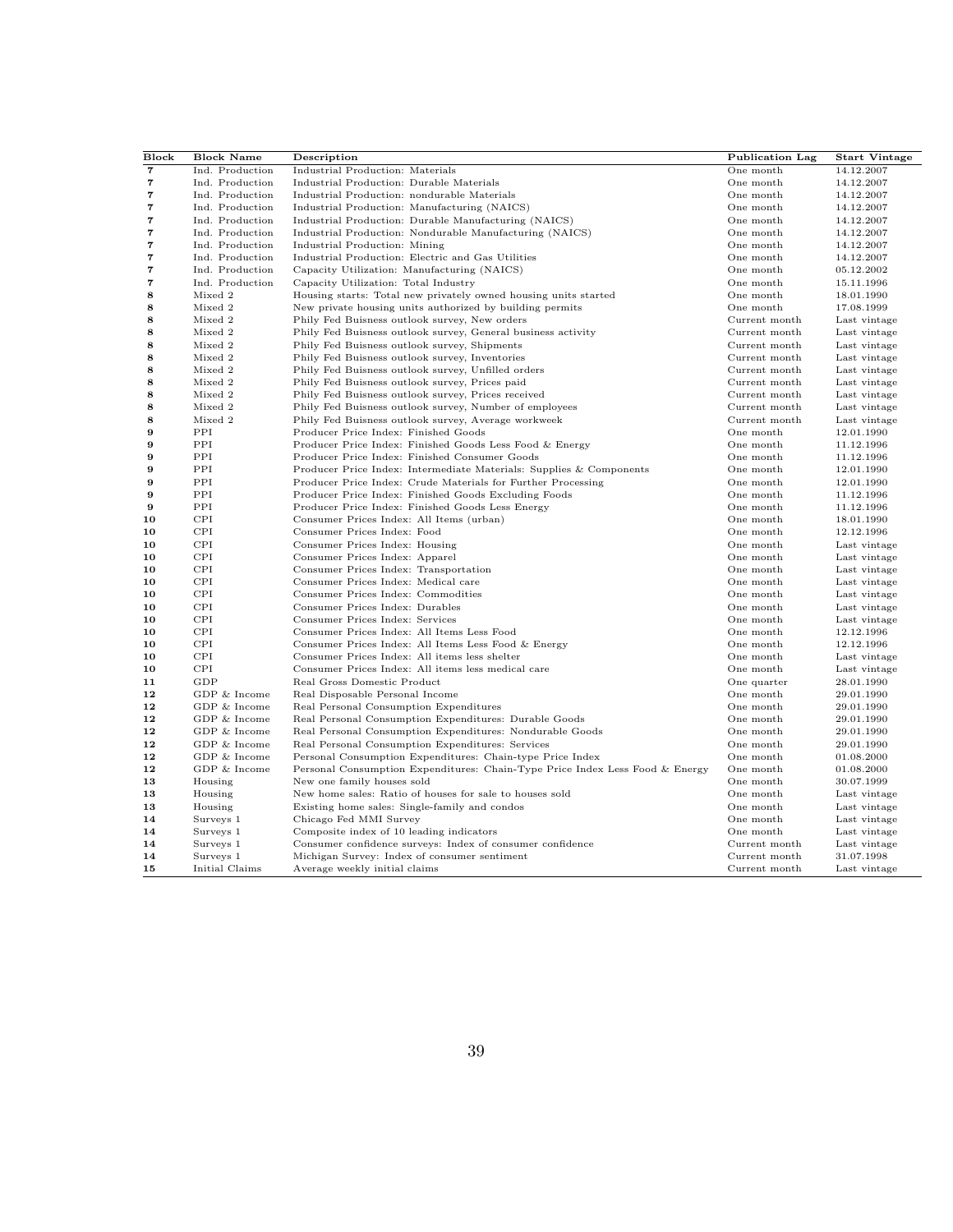| Block | Block Name | Description | Publication Lag | Start Vintage |
|---|---|---|---|---|
| 7 | Ind. Production | Industrial Production: Materials | One month | 14.12.2007 |
| 7 | Ind. Production | Industrial Production: Durable Materials | One month | 14.12.2007 |
| 7 | Ind. Production | Industrial Production: nondurable Materials | One month | 14.12.2007 |
| 7 | Ind. Production | Industrial Production: Manufacturing (NAICS) | One month | 14.12.2007 |
| 7 | Ind. Production | Industrial Production: Durable Manufacturing (NAICS) | One month | 14.12.2007 |
| 7 | Ind. Production | Industrial Production: Nondurable Manufacturing (NAICS) | One month | 14.12.2007 |
| 7 | Ind. Production | Industrial Production: Mining | One month | 14.12.2007 |
| 7 | Ind. Production | Industrial Production: Electric and Gas Utilities | One month | 14.12.2007 |
| 7 | Ind. Production | Capacity Utilization: Manufacturing (NAICS) | One month | 05.12.2002 |
| 7 | Ind. Production | Capacity Utilization: Total Industry | One month | 15.11.1996 |
| 8 | Mixed 2 | Housing starts: Total new privately owned housing units started | One month | 18.01.1990 |
| 8 | Mixed 2 | New private housing units authorized by building permits | One month | 17.08.1999 |
| 8 | Mixed 2 | Phily Fed Buisness outlook survey, New orders | Current month | Last vintage |
| 8 | Mixed 2 | Phily Fed Buisness outlook survey, General business activity | Current month | Last vintage |
| 8 | Mixed 2 | Phily Fed Buisness outlook survey, Shipments | Current month | Last vintage |
| 8 | Mixed 2 | Phily Fed Buisness outlook survey, Inventories | Current month | Last vintage |
| 8 | Mixed 2 | Phily Fed Buisness outlook survey, Unfilled orders | Current month | Last vintage |
| 8 | Mixed 2 | Phily Fed Buisness outlook survey, Prices paid | Current month | Last vintage |
| 8 | Mixed 2 | Phily Fed Buisness outlook survey, Prices received | Current month | Last vintage |
| 8 | Mixed 2 | Phily Fed Buisness outlook survey, Number of employees | Current month | Last vintage |
| 8 | Mixed 2 | Phily Fed Buisness outlook survey, Average workweek | Current month | Last vintage |
| 9 | PPI | Producer Price Index: Finished Goods | One month | 12.01.1990 |
| 9 | PPI | Producer Price Index: Finished Goods Less Food & Energy | One month | 11.12.1996 |
| 9 | PPI | Producer Price Index: Finished Consumer Goods | One month | 11.12.1996 |
| 9 | PPI | Producer Price Index: Intermediate Materials: Supplies & Components | One month | 12.01.1990 |
| 9 | PPI | Producer Price Index: Crude Materials for Further Processing | One month | 12.01.1990 |
| 9 | PPI | Producer Price Index: Finished Goods Excluding Foods | One month | 11.12.1996 |
| 9 | PPI | Producer Price Index: Finished Goods Less Energy | One month | 11.12.1996 |
| 10 | CPI | Consumer Prices Index: All Items (urban) | One month | 18.01.1990 |
| 10 | CPI | Consumer Prices Index: Food | One month | 12.12.1996 |
| 10 | CPI | Consumer Prices Index: Housing | One month | Last vintage |
| 10 | CPI | Consumer Prices Index: Apparel | One month | Last vintage |
| 10 | CPI | Consumer Prices Index: Transportation | One month | Last vintage |
| 10 | CPI | Consumer Prices Index: Medical care | One month | Last vintage |
| 10 | CPI | Consumer Prices Index: Commodities | One month | Last vintage |
| 10 | CPI | Consumer Prices Index: Durables | One month | Last vintage |
| 10 | CPI | Consumer Prices Index: Services | One month | Last vintage |
| 10 | CPI | Consumer Prices Index: All Items Less Food | One month | 12.12.1996 |
| 10 | CPI | Consumer Prices Index: All Items Less Food & Energy | One month | 12.12.1996 |
| 10 | CPI | Consumer Prices Index: All items less shelter | One month | Last vintage |
| 10 | CPI | Consumer Prices Index: All items less medical care | One month | Last vintage |
| 11 | GDP | Real Gross Domestic Product | One quarter | 28.01.1990 |
| 12 | GDP & Income | Real Disposable Personal Income | One month | 29.01.1990 |
| 12 | GDP & Income | Real Personal Consumption Expenditures | One month | 29.01.1990 |
| 12 | GDP & Income | Real Personal Consumption Expenditures: Durable Goods | One month | 29.01.1990 |
| 12 | GDP & Income | Real Personal Consumption Expenditures: Nondurable Goods | One month | 29.01.1990 |
| 12 | GDP & Income | Real Personal Consumption Expenditures: Services | One month | 29.01.1990 |
| 12 | GDP & Income | Personal Consumption Expenditures: Chain-type Price Index | One month | 01.08.2000 |
| 12 | GDP & Income | Personal Consumption Expenditures: Chain-Type Price Index Less Food & Energy | One month | 01.08.2000 |
| 13 | Housing | New one family houses sold | One month | 30.07.1999 |
| 13 | Housing | New home sales: Ratio of houses for sale to houses sold | One month | Last vintage |
| 13 | Housing | Existing home sales: Single-family and condos | One month | Last vintage |
| 14 | Surveys 1 | Chicago Fed MMI Survey | One month | Last vintage |
| 14 | Surveys 1 | Composite index of 10 leading indicators | One month | Last vintage |
| 14 | Surveys 1 | Consumer confidence surveys: Index of consumer confidence | Current month | Last vintage |
| 14 | Surveys 1 | Michigan Survey: Index of consumer sentiment | Current month | 31.07.1998 |
| 15 | Initial Claims | Average weekly initial claims | Current month | Last vintage |